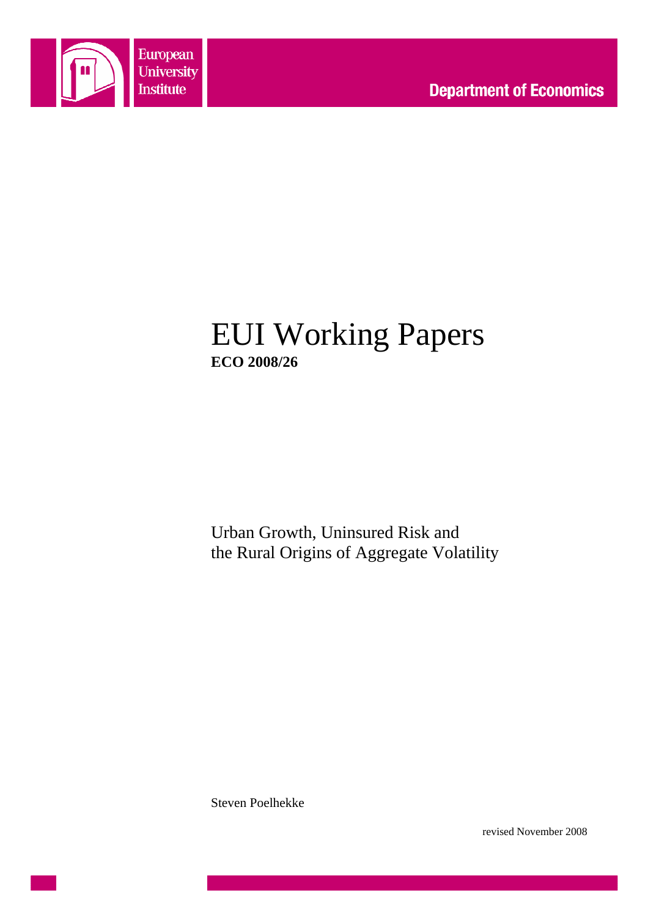European University Institute

Department of Economics

# EUI Working Papers

**ECO 2008/26**

Urban Growth, Uninsured Risk and the Rural Origins of Aggregate Volatility

Steven Poelhekke

revised November 2008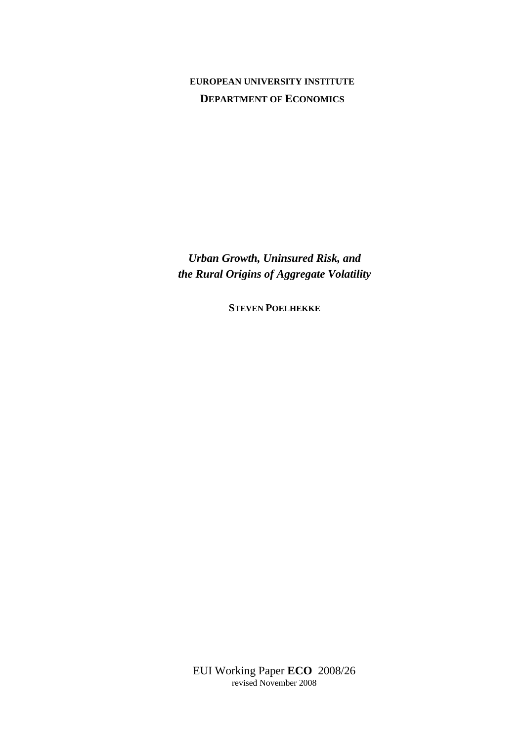**EUROPEAN UNIVERSITY INSTITUTE**

**DEPARTMENT OF ECONOMICS**

***Urban Growth, Uninsured Risk, and***
***the Rural Origins of Aggregate Volatility***

**STEVEN POELHEKKE**

EUI Working Paper **ECO** 2008/26
revised November 2008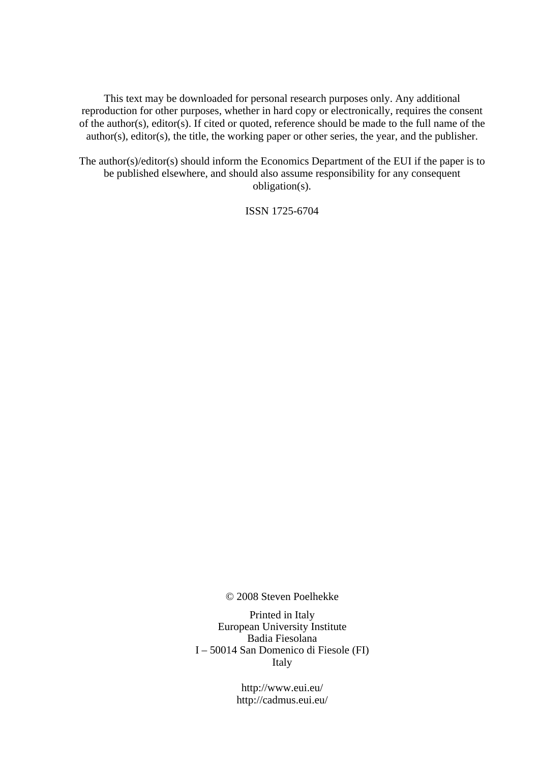This text may be downloaded for personal research purposes only. Any additional reproduction for other purposes, whether in hard copy or electronically, requires the consent of the author(s), editor(s). If cited or quoted, reference should be made to the full name of the author(s), editor(s), the title, the working paper or other series, the year, and the publisher.

The author(s)/editor(s) should inform the Economics Department of the EUI if the paper is to be published elsewhere, and should also assume responsibility for any consequent obligation(s).

ISSN 1725-6704

© 2008 Steven Poelhekke

Printed in Italy
European University Institute
Badia Fiesolana
I – 50014 San Domenico di Fiesole (FI)
Italy

http://www.eui.eu/
http://cadmus.eui.eu/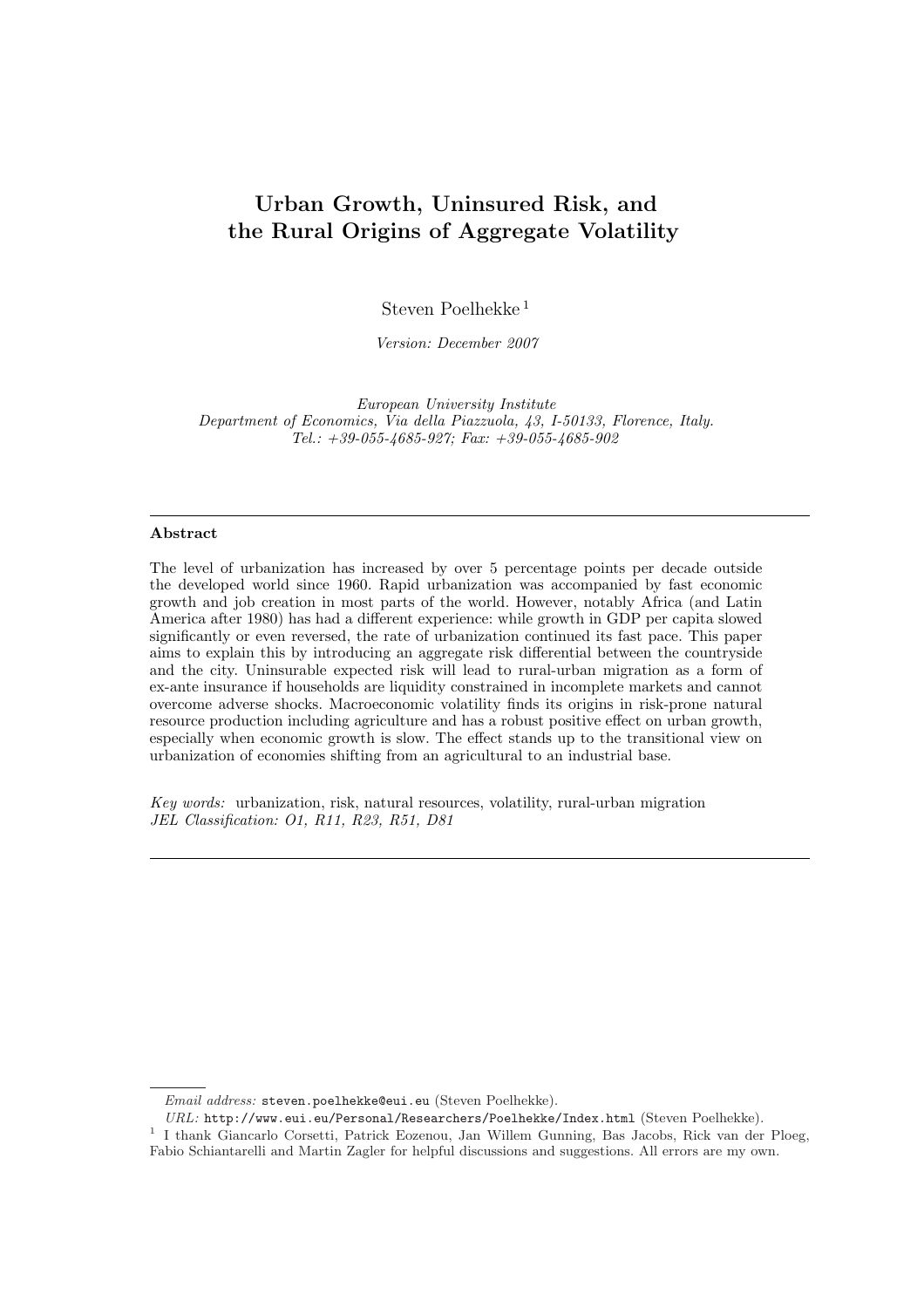# Urban Growth, Uninsured Risk, and the Rural Origins of Aggregate Volatility

Steven Poelhekke [1]

*Version: December 2007*

*European University Institute*
*Department of Economics, Via della Piazzuola, 43, I-50133, Florence, Italy.*
*Tel.: +39-055-4685-927; Fax: +39-055-4685-902*

---

**Abstract**

The level of urbanization has increased by over 5 percentage points per decade outside the developed world since 1960. Rapid urbanization was accompanied by fast economic growth and job creation in most parts of the world. However, notably Africa (and Latin America after 1980) has had a different experience: while growth in GDP per capita slowed significantly or even reversed, the rate of urbanization continued its fast pace. This paper aims to explain this by introducing an aggregate risk differential between the countryside and the city. Uninsurable expected risk will lead to rural-urban migration as a form of ex-ante insurance if households are liquidity constrained in incomplete markets and cannot overcome adverse shocks. Macroeconomic volatility finds its origins in risk-prone natural resource production including agriculture and has a robust positive effect on urban growth, especially when economic growth is slow. The effect stands up to the transitional view on urbanization of economies shifting from an agricultural to an industrial base.

*Key words:* urbanization, risk, natural resources, volatility, rural-urban migration
*JEL Classification: O1, R11, R23, R51, D81*

---

*Email address:* steven.poelhekke@eui.eu (Steven Poelhekke).

*URL:* http://www.eui.eu/Personal/Researchers/Poelhekke/Index.html (Steven Poelhekke).

[1] I thank Giancarlo Corsetti, Patrick Eozenou, Jan Willem Gunning, Bas Jacobs, Rick van der Ploeg, Fabio Schiantarelli and Martin Zagler for helpful discussions and suggestions. All errors are my own.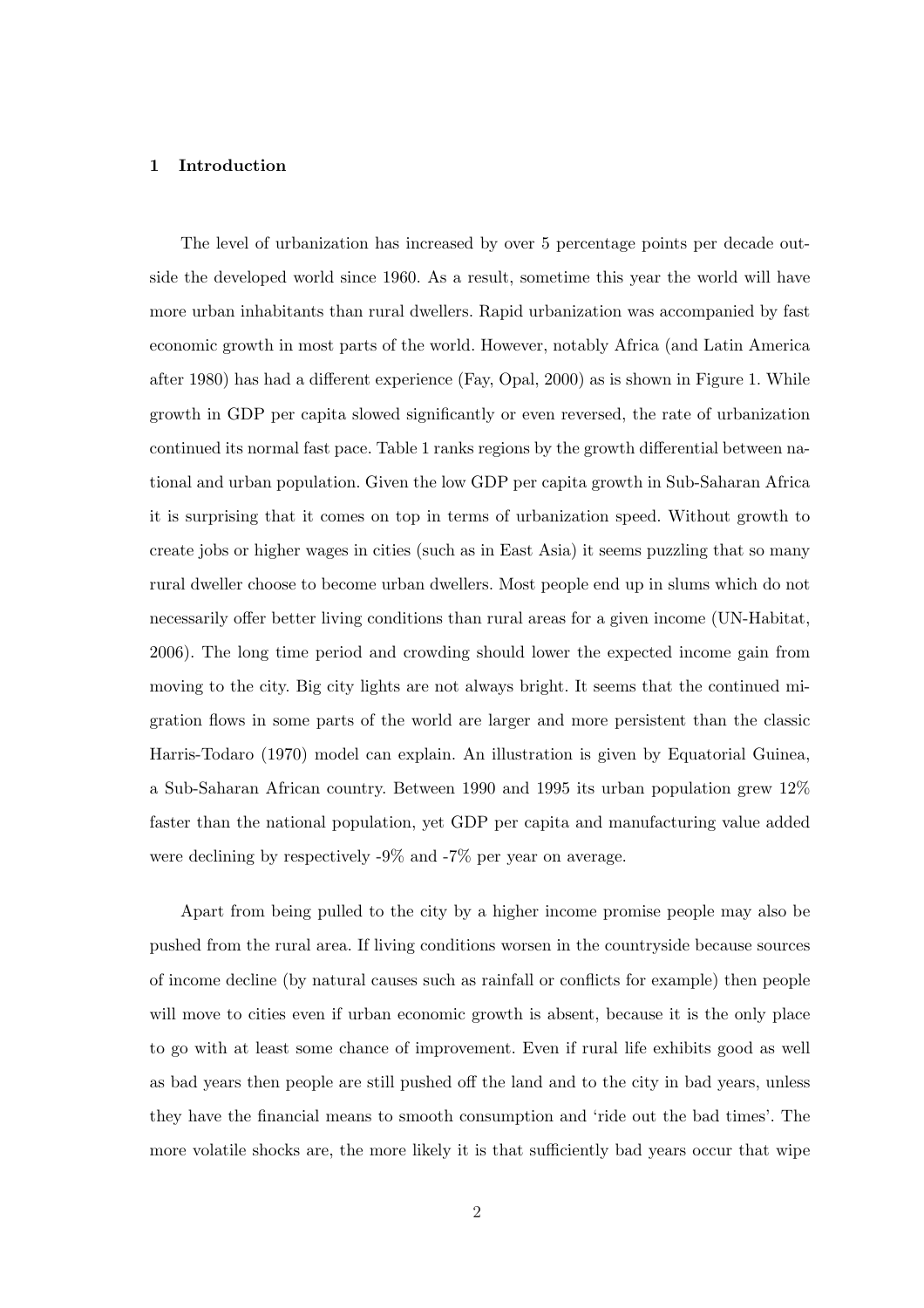## 1 Introduction

The level of urbanization has increased by over 5 percentage points per decade outside the developed world since 1960. As a result, sometime this year the world will have more urban inhabitants than rural dwellers. Rapid urbanization was accompanied by fast economic growth in most parts of the world. However, notably Africa (and Latin America after 1980) has had a different experience (Fay, Opal, 2000) as is shown in Figure 1. While growth in GDP per capita slowed significantly or even reversed, the rate of urbanization continued its normal fast pace. Table 1 ranks regions by the growth differential between national and urban population. Given the low GDP per capita growth in Sub-Saharan Africa it is surprising that it comes on top in terms of urbanization speed. Without growth to create jobs or higher wages in cities (such as in East Asia) it seems puzzling that so many rural dweller choose to become urban dwellers. Most people end up in slums which do not necessarily offer better living conditions than rural areas for a given income (UN-Habitat, 2006). The long time period and crowding should lower the expected income gain from moving to the city. Big city lights are not always bright. It seems that the continued migration flows in some parts of the world are larger and more persistent than the classic Harris-Todaro (1970) model can explain. An illustration is given by Equatorial Guinea, a Sub-Saharan African country. Between 1990 and 1995 its urban population grew 12% faster than the national population, yet GDP per capita and manufacturing value added were declining by respectively -9% and -7% per year on average.

Apart from being pulled to the city by a higher income promise people may also be pushed from the rural area. If living conditions worsen in the countryside because sources of income decline (by natural causes such as rainfall or conflicts for example) then people will move to cities even if urban economic growth is absent, because it is the only place to go with at least some chance of improvement. Even if rural life exhibits good as well as bad years then people are still pushed off the land and to the city in bad years, unless they have the financial means to smooth consumption and 'ride out the bad times'. The more volatile shocks are, the more likely it is that sufficiently bad years occur that wipe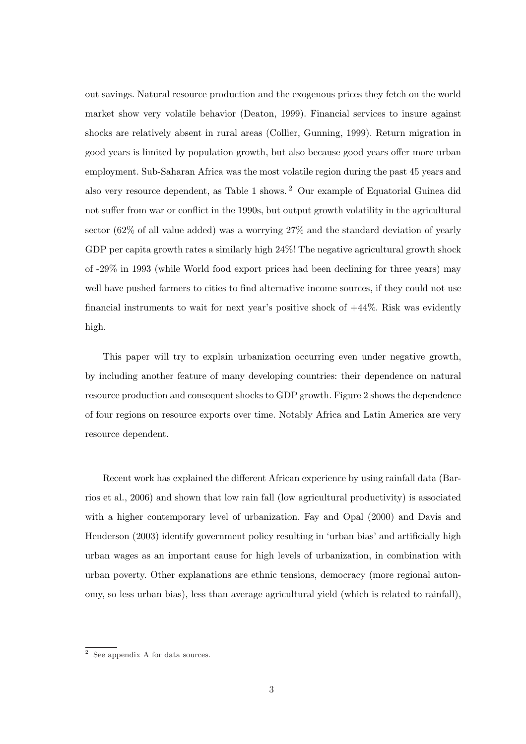out savings. Natural resource production and the exogenous prices they fetch on the world market show very volatile behavior (Deaton, 1999). Financial services to insure against shocks are relatively absent in rural areas (Collier, Gunning, 1999). Return migration in good years is limited by population growth, but also because good years offer more urban employment. Sub-Saharan Africa was the most volatile region during the past 45 years and also very resource dependent, as Table 1 shows. [2] Our example of Equatorial Guinea did not suffer from war or conflict in the 1990s, but output growth volatility in the agricultural sector (62% of all value added) was a worrying 27% and the standard deviation of yearly GDP per capita growth rates a similarly high 24%! The negative agricultural growth shock of -29% in 1993 (while World food export prices had been declining for three years) may well have pushed farmers to cities to find alternative income sources, if they could not use financial instruments to wait for next year's positive shock of +44%. Risk was evidently high.

This paper will try to explain urbanization occurring even under negative growth, by including another feature of many developing countries: their dependence on natural resource production and consequent shocks to GDP growth. Figure 2 shows the dependence of four regions on resource exports over time. Notably Africa and Latin America are very resource dependent.

Recent work has explained the different African experience by using rainfall data (Barrios et al., 2006) and shown that low rain fall (low agricultural productivity) is associated with a higher contemporary level of urbanization. Fay and Opal (2000) and Davis and Henderson (2003) identify government policy resulting in 'urban bias' and artificially high urban wages as an important cause for high levels of urbanization, in combination with urban poverty. Other explanations are ethnic tensions, democracy (more regional autonomy, so less urban bias), less than average agricultural yield (which is related to rainfall),

[2] See appendix A for data sources.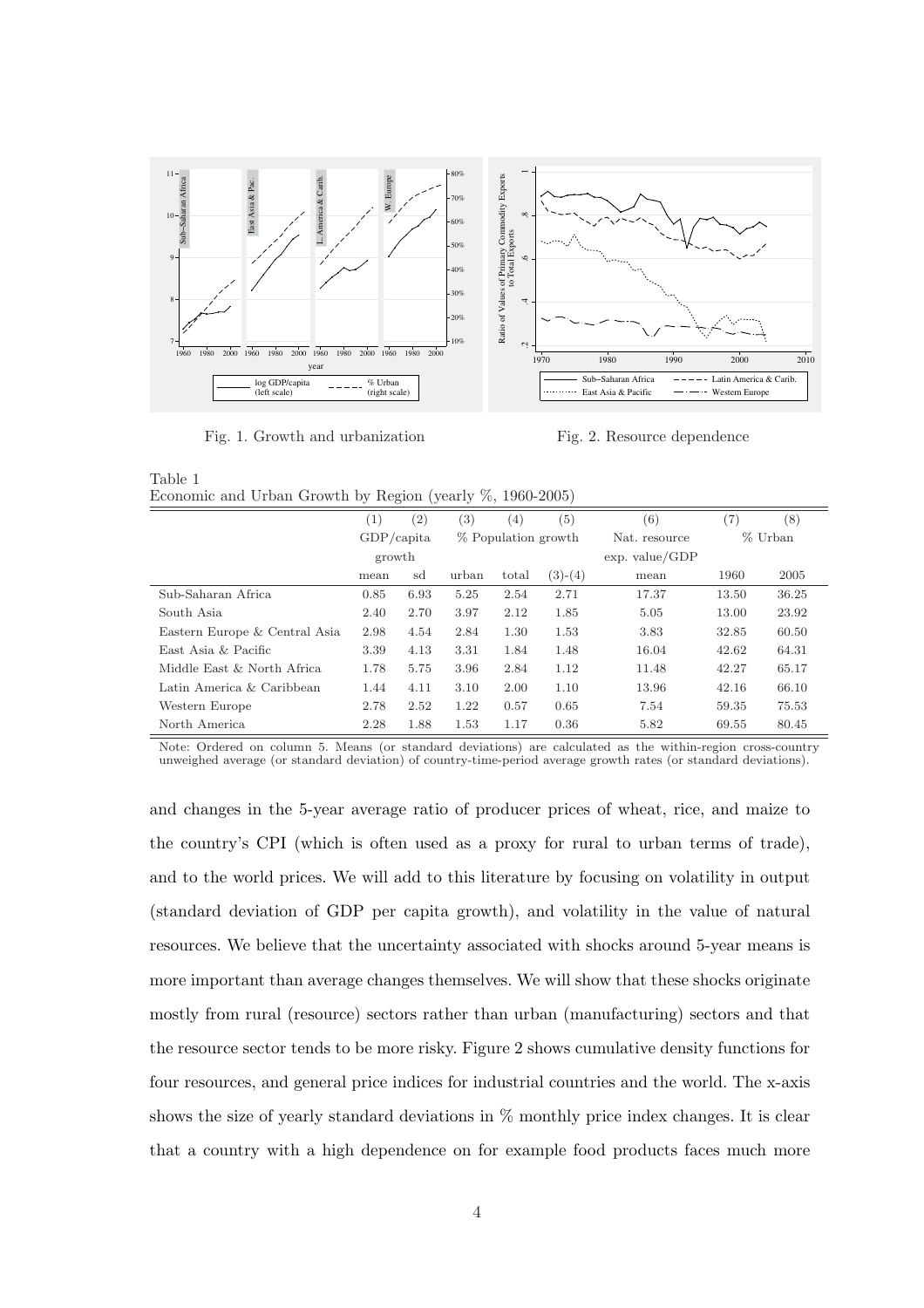Fig. 1. Growth and urbanization

Fig. 2. Resource dependence

Table 1
Economic and Urban Growth by Region (yearly %, 1960-2005)

| | (1) | (2) | (3) | (4) | (5) | (6) | (7) | (8) |
|---|---|---|---|---|---|---|---|---|
| | GDP/capita growth | | % Population growth | | | Nat. resource exp. value/GDP | % Urban | |
| | mean | sd | urban | total | (3)-(4) | mean | 1960 | 2005 |
| Sub-Saharan Africa | 0.85 | 6.93 | 5.25 | 2.54 | 2.71 | 17.37 | 13.50 | 36.25 |
| South Asia | 2.40 | 2.70 | 3.97 | 2.12 | 1.85 | 5.05 | 13.00 | 23.92 |
| Eastern Europe & Central Asia | 2.98 | 4.54 | 2.84 | 1.30 | 1.53 | 3.83 | 32.85 | 60.50 |
| East Asia & Pacific | 3.39 | 4.13 | 3.31 | 1.84 | 1.48 | 16.04 | 42.62 | 64.31 |
| Middle East & North Africa | 1.78 | 5.75 | 3.96 | 2.84 | 1.12 | 11.48 | 42.27 | 65.17 |
| Latin America & Caribbean | 1.44 | 4.11 | 3.10 | 2.00 | 1.10 | 13.96 | 42.16 | 66.10 |
| Western Europe | 2.78 | 2.52 | 1.22 | 0.57 | 0.65 | 7.54 | 59.35 | 75.53 |
| North America | 2.28 | 1.88 | 1.53 | 1.17 | 0.36 | 5.82 | 69.55 | 80.45 |

Note: Ordered on column 5. Means (or standard deviations) are calculated as the within-region cross-country unweighed average (or standard deviation) of country-time-period average growth rates (or standard deviations).

and changes in the 5-year average ratio of producer prices of wheat, rice, and maize to the country's CPI (which is often used as a proxy for rural to urban terms of trade), and to the world prices. We will add to this literature by focusing on volatility in output (standard deviation of GDP per capita growth), and volatility in the value of natural resources. We believe that the uncertainty associated with shocks around 5-year means is more important than average changes themselves. We will show that these shocks originate mostly from rural (resource) sectors rather than urban (manufacturing) sectors and that the resource sector tends to be more risky. Figure 2 shows cumulative density functions for four resources, and general price indices for industrial countries and the world. The x-axis shows the size of yearly standard deviations in % monthly price index changes. It is clear that a country with a high dependence on for example food products faces much more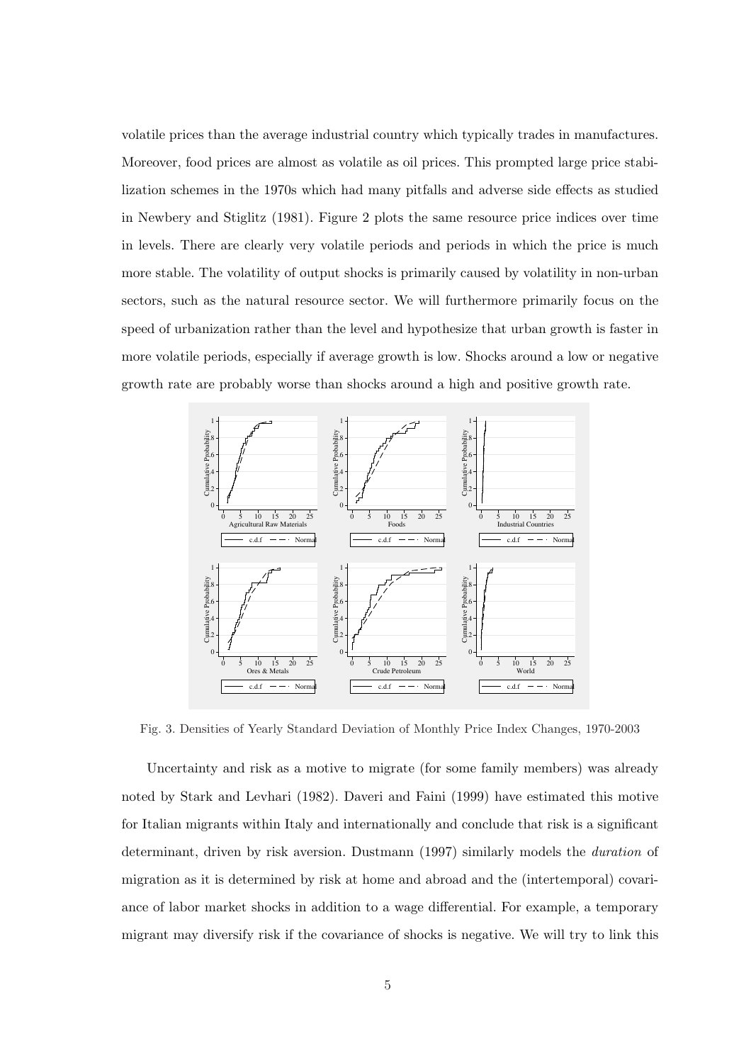volatile prices than the average industrial country which typically trades in manufactures. Moreover, food prices are almost as volatile as oil prices. This prompted large price stabilization schemes in the 1970s which had many pitfalls and adverse side effects as studied in Newbery and Stiglitz (1981). Figure 2 plots the same resource price indices over time in levels. There are clearly very volatile periods and periods in which the price is much more stable. The volatility of output shocks is primarily caused by volatility in non-urban sectors, such as the natural resource sector. We will furthermore primarily focus on the speed of urbanization rather than the level and hypothesize that urban growth is faster in more volatile periods, especially if average growth is low. Shocks around a low or negative growth rate are probably worse than shocks around a high and positive growth rate.

Fig. 3. Densities of Yearly Standard Deviation of Monthly Price Index Changes, 1970-2003

Uncertainty and risk as a motive to migrate (for some family members) was already noted by Stark and Levhari (1982). Daveri and Faini (1999) have estimated this motive for Italian migrants within Italy and internationally and conclude that risk is a significant determinant, driven by risk aversion. Dustmann (1997) similarly models the *duration* of migration as it is determined by risk at home and abroad and the (intertemporal) covariance of labor market shocks in addition to a wage differential. For example, a temporary migrant may diversify risk if the covariance of shocks is negative. We will try to link this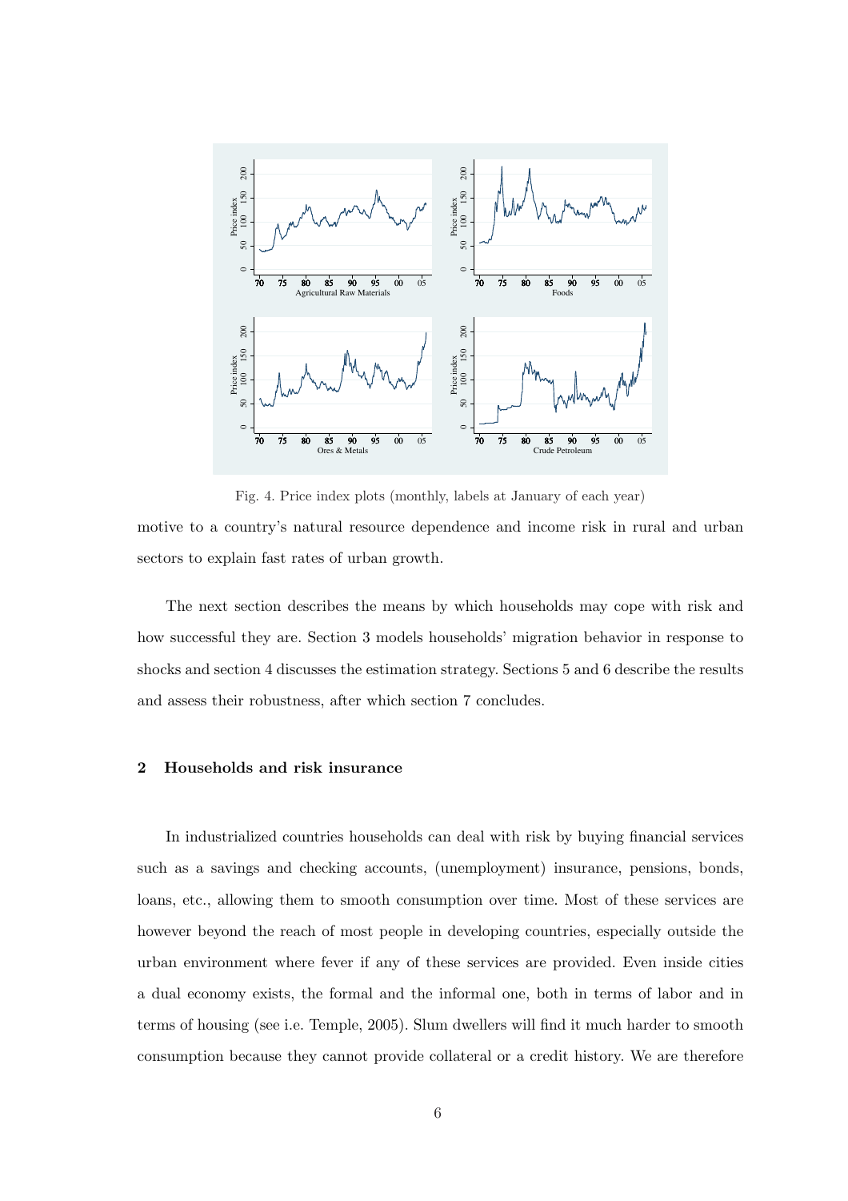Fig. 4. Price index plots (monthly, labels at January of each year)

motive to a country's natural resource dependence and income risk in rural and urban sectors to explain fast rates of urban growth.

The next section describes the means by which households may cope with risk and how successful they are. Section 3 models households' migration behavior in response to shocks and section 4 discusses the estimation strategy. Sections 5 and 6 describe the results and assess their robustness, after which section 7 concludes.

## 2 Households and risk insurance

In industrialized countries households can deal with risk by buying financial services such as a savings and checking accounts, (unemployment) insurance, pensions, bonds, loans, etc., allowing them to smooth consumption over time. Most of these services are however beyond the reach of most people in developing countries, especially outside the urban environment where fever if any of these services are provided. Even inside cities a dual economy exists, the formal and the informal one, both in terms of labor and in terms of housing (see i.e. Temple, 2005). Slum dwellers will find it much harder to smooth consumption because they cannot provide collateral or a credit history. We are therefore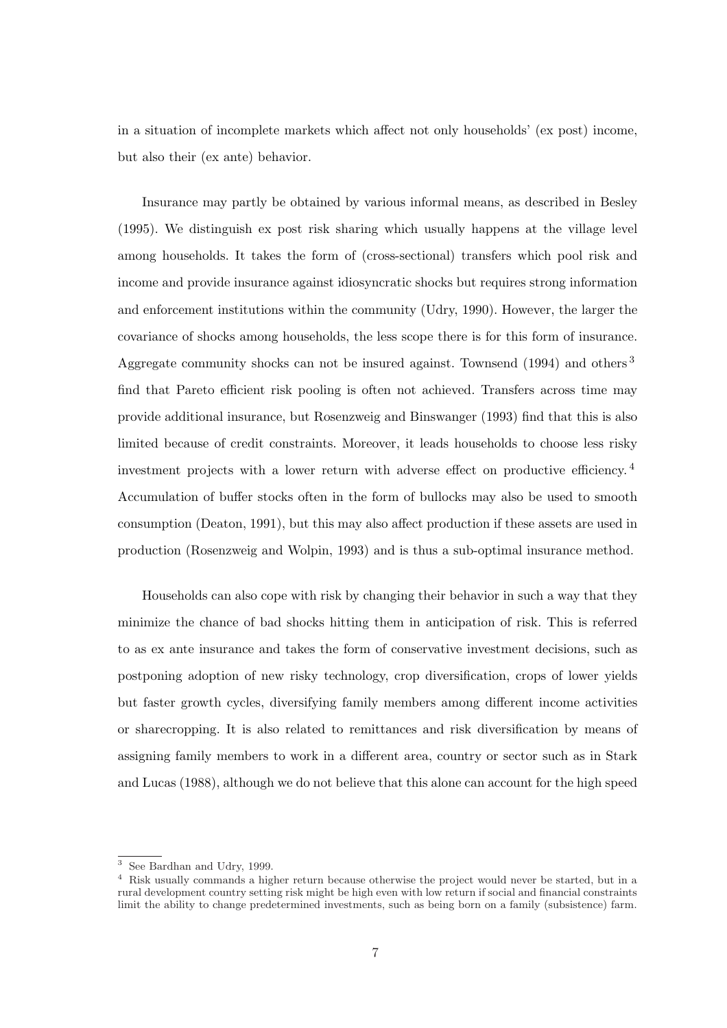in a situation of incomplete markets which affect not only households' (ex post) income, but also their (ex ante) behavior.

Insurance may partly be obtained by various informal means, as described in Besley (1995). We distinguish ex post risk sharing which usually happens at the village level among households. It takes the form of (cross-sectional) transfers which pool risk and income and provide insurance against idiosyncratic shocks but requires strong information and enforcement institutions within the community (Udry, 1990). However, the larger the covariance of shocks among households, the less scope there is for this form of insurance. Aggregate community shocks can not be insured against. Townsend (1994) and others [3] find that Pareto efficient risk pooling is often not achieved. Transfers across time may provide additional insurance, but Rosenzweig and Binswanger (1993) find that this is also limited because of credit constraints. Moreover, it leads households to choose less risky investment projects with a lower return with adverse effect on productive efficiency. [4] Accumulation of buffer stocks often in the form of bullocks may also be used to smooth consumption (Deaton, 1991), but this may also affect production if these assets are used in production (Rosenzweig and Wolpin, 1993) and is thus a sub-optimal insurance method.

Households can also cope with risk by changing their behavior in such a way that they minimize the chance of bad shocks hitting them in anticipation of risk. This is referred to as ex ante insurance and takes the form of conservative investment decisions, such as postponing adoption of new risky technology, crop diversification, crops of lower yields but faster growth cycles, diversifying family members among different income activities or sharecropping. It is also related to remittances and risk diversification by means of assigning family members to work in a different area, country or sector such as in Stark and Lucas (1988), although we do not believe that this alone can account for the high speed

[3] See Bardhan and Udry, 1999.

[4] Risk usually commands a higher return because otherwise the project would never be started, but in a rural development country setting risk might be high even with low return if social and financial constraints limit the ability to change predetermined investments, such as being born on a family (subsistence) farm.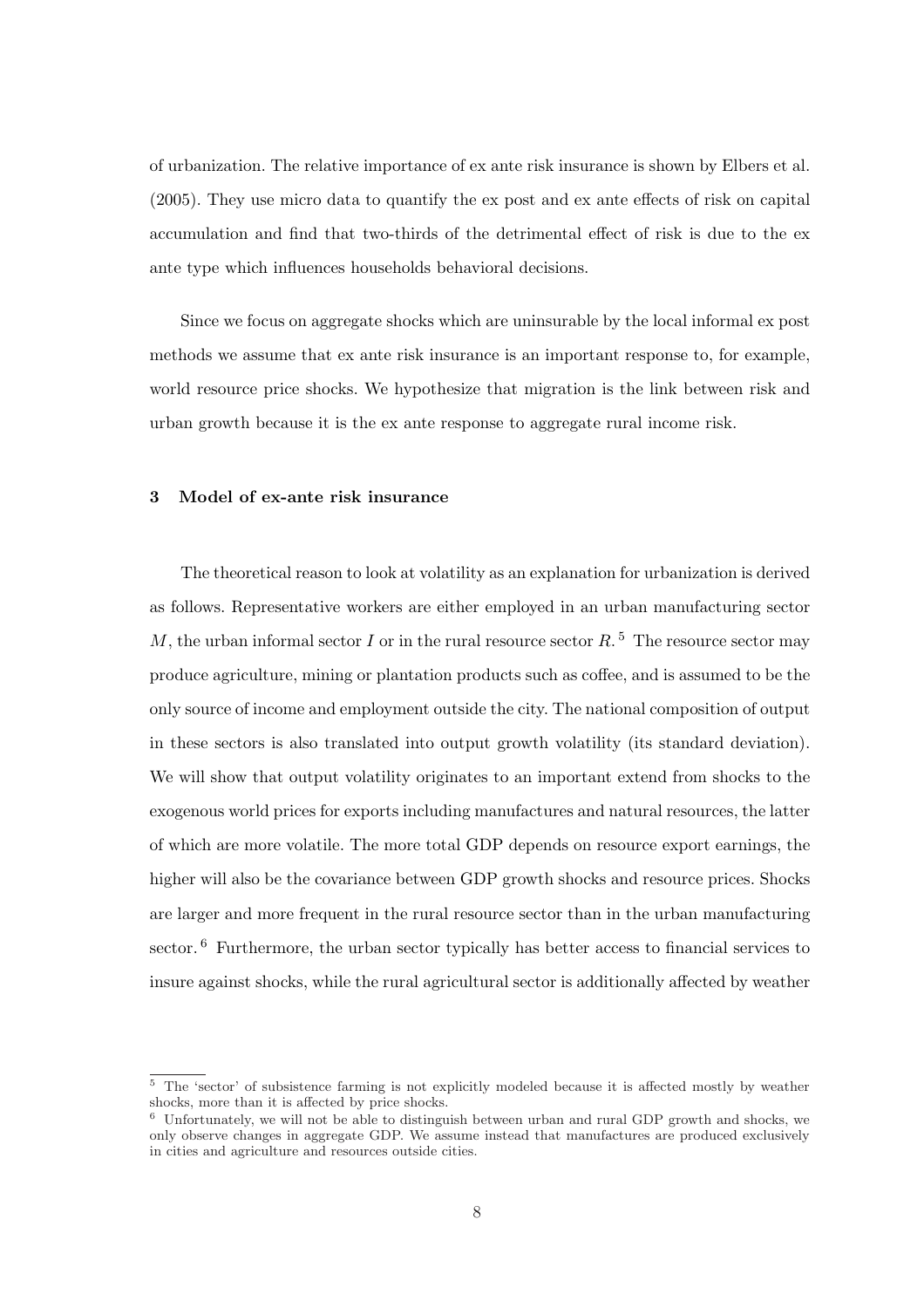of urbanization. The relative importance of ex ante risk insurance is shown by Elbers et al. (2005). They use micro data to quantify the ex post and ex ante effects of risk on capital accumulation and find that two-thirds of the detrimental effect of risk is due to the ex ante type which influences households behavioral decisions.

Since we focus on aggregate shocks which are uninsurable by the local informal ex post methods we assume that ex ante risk insurance is an important response to, for example, world resource price shocks. We hypothesize that migration is the link between risk and urban growth because it is the ex ante response to aggregate rural income risk.

## 3 Model of ex-ante risk insurance

The theoretical reason to look at volatility as an explanation for urbanization is derived as follows. Representative workers are either employed in an urban manufacturing sector $M$, the urban informal sector $I$ or in the rural resource sector $R$.[5] The resource sector may produce agriculture, mining or plantation products such as coffee, and is assumed to be the only source of income and employment outside the city. The national composition of output in these sectors is also translated into output growth volatility (its standard deviation). We will show that output volatility originates to an important extend from shocks to the exogenous world prices for exports including manufactures and natural resources, the latter of which are more volatile. The more total GDP depends on resource export earnings, the higher will also be the covariance between GDP growth shocks and resource prices. Shocks are larger and more frequent in the rural resource sector than in the urban manufacturing sector.[6] Furthermore, the urban sector typically has better access to financial services to insure against shocks, while the rural agricultural sector is additionally affected by weather

[5] The 'sector' of subsistence farming is not explicitly modeled because it is affected mostly by weather shocks, more than it is affected by price shocks.

[6] Unfortunately, we will not be able to distinguish between urban and rural GDP growth and shocks, we only observe changes in aggregate GDP. We assume instead that manufactures are produced exclusively in cities and agriculture and resources outside cities.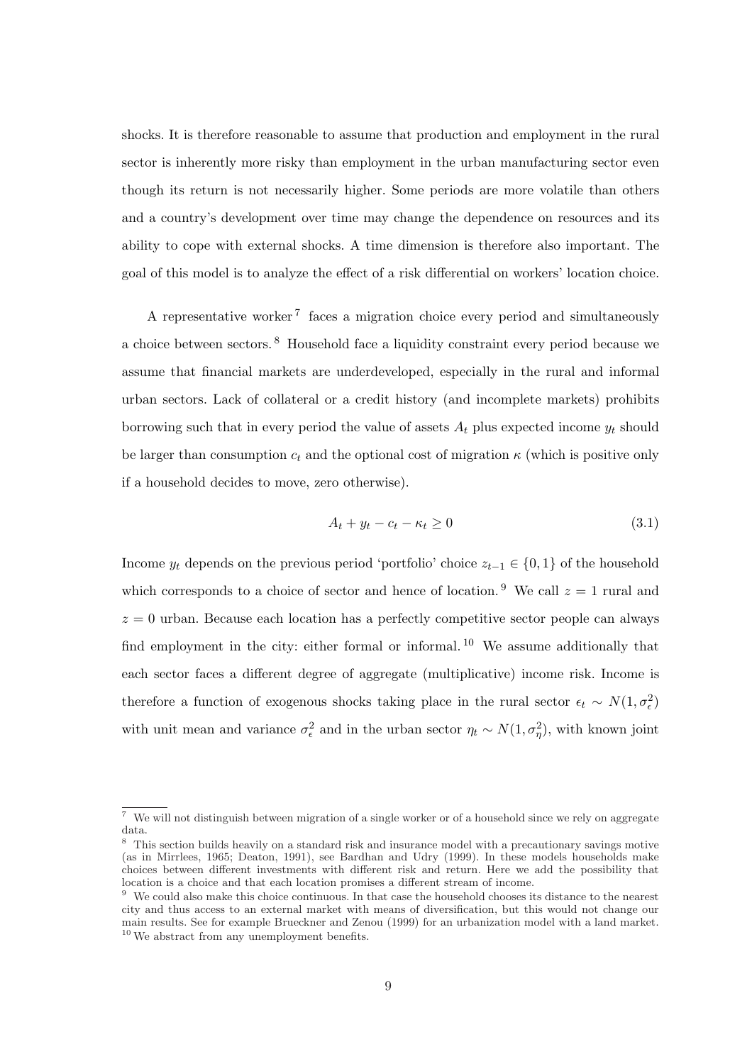shocks. It is therefore reasonable to assume that production and employment in the rural sector is inherently more risky than employment in the urban manufacturing sector even though its return is not necessarily higher. Some periods are more volatile than others and a country's development over time may change the dependence on resources and its ability to cope with external shocks. A time dimension is therefore also important. The goal of this model is to analyze the effect of a risk differential on workers' location choice.

A representative worker[7] faces a migration choice every period and simultaneously a choice between sectors.[8] Household face a liquidity constraint every period because we assume that financial markets are underdeveloped, especially in the rural and informal urban sectors. Lack of collateral or a credit history (and incomplete markets) prohibits borrowing such that in every period the value of assets $A_t$ plus expected income $y_t$ should be larger than consumption $c_t$ and the optional cost of migration $\kappa$ (which is positive only if a household decides to move, zero otherwise).

$$A_t + y_t - c_t - \kappa_t \geq 0 \tag{3.1}$$

Income $y_t$ depends on the previous period 'portfolio' choice $z_{t-1} \in \{0, 1\}$ of the household which corresponds to a choice of sector and hence of location.[9] We call $z = 1$ rural and $z = 0$ urban. Because each location has a perfectly competitive sector people can always find employment in the city: either formal or informal.[10] We assume additionally that each sector faces a different degree of aggregate (multiplicative) income risk. Income is therefore a function of exogenous shocks taking place in the rural sector $\epsilon_t \sim N(1, \sigma_\epsilon^2)$ with unit mean and variance $\sigma_\epsilon^2$ and in the urban sector $\eta_t \sim N(1, \sigma_\eta^2)$, with known joint

[7] We will not distinguish between migration of a single worker or of a household since we rely on aggregate data.

[8] This section builds heavily on a standard risk and insurance model with a precautionary savings motive (as in Mirrlees, 1965; Deaton, 1991), see Bardhan and Udry (1999). In these models households make choices between different investments with different risk and return. Here we add the possibility that location is a choice and that each location promises a different stream of income.

[9] We could also make this choice continuous. In that case the household chooses its distance to the nearest city and thus access to an external market with means of diversification, but this would not change our main results. See for example Brueckner and Zenou (1999) for an urbanization model with a land market.

[10] We abstract from any unemployment benefits.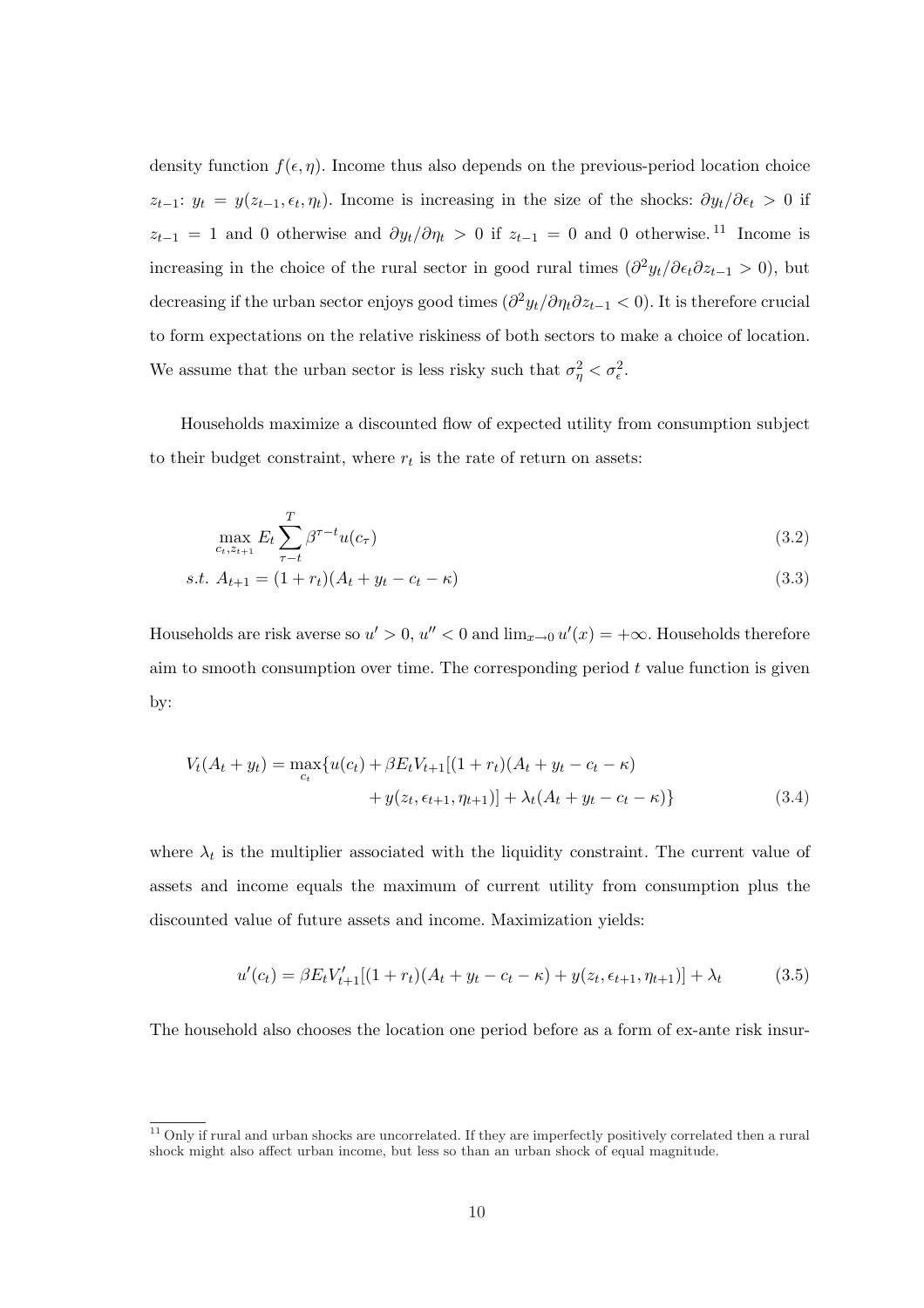density function $f(\epsilon, \eta)$. Income thus also depends on the previous-period location choice $z_{t-1}$: $y_t = y(z_{t-1}, \epsilon_t, \eta_t)$. Income is increasing in the size of the shocks: $\partial y_t / \partial \epsilon_t > 0$ if $z_{t-1} = 1$ and 0 otherwise and $\partial y_t / \partial \eta_t > 0$ if $z_{t-1} = 0$ and 0 otherwise.[11] Income is increasing in the choice of the rural sector in good rural times ($\partial^2 y_t / \partial \epsilon_t \partial z_{t-1} > 0$), but decreasing if the urban sector enjoys good times ($\partial^2 y_t / \partial \eta_t \partial z_{t-1} < 0$). It is therefore crucial to form expectations on the relative riskiness of both sectors to make a choice of location. We assume that the urban sector is less risky such that $\sigma^2_\eta < \sigma^2_\epsilon$.

Households maximize a discounted flow of expected utility from consumption subject to their budget constraint, where $r_t$ is the rate of return on assets:

$$\max_{c_t, z_{t+1}} E_t \sum_{\tau - t}^{T} \beta^{\tau - t} u(c_\tau) \tag{3.2}$$

$$s.t. \; A_{t+1} = (1 + r_t)(A_t + y_t - c_t - \kappa) \tag{3.3}$$

Households are risk averse so $u' > 0$, $u'' < 0$ and $\lim_{x \to 0} u'(x) = +\infty$. Households therefore aim to smooth consumption over time. The corresponding period $t$ value function is given by:

$$\begin{aligned} V_t(A_t + y_t) = \max_{c_t} \{ & u(c_t) + \beta E_t V_{t+1}[(1 + r_t)(A_t + y_t - c_t - \kappa) \\ & + y(z_t, \epsilon_{t+1}, \eta_{t+1})] + \lambda_t (A_t + y_t - c_t - \kappa) \} \end{aligned} \tag{3.4}$$

where $\lambda_t$ is the multiplier associated with the liquidity constraint. The current value of assets and income equals the maximum of current utility from consumption plus the discounted value of future assets and income. Maximization yields:

$$u'(c_t) = \beta E_t V'_{t+1}[(1 + r_t)(A_t + y_t - c_t - \kappa) + y(z_t, \epsilon_{t+1}, \eta_{t+1})] + \lambda_t \tag{3.5}$$

The household also chooses the location one period before as a form of ex-ante risk insur-

[11] Only if rural and urban shocks are uncorrelated. If they are imperfectly positively correlated then a rural shock might also affect urban income, but less so than an urban shock of equal magnitude.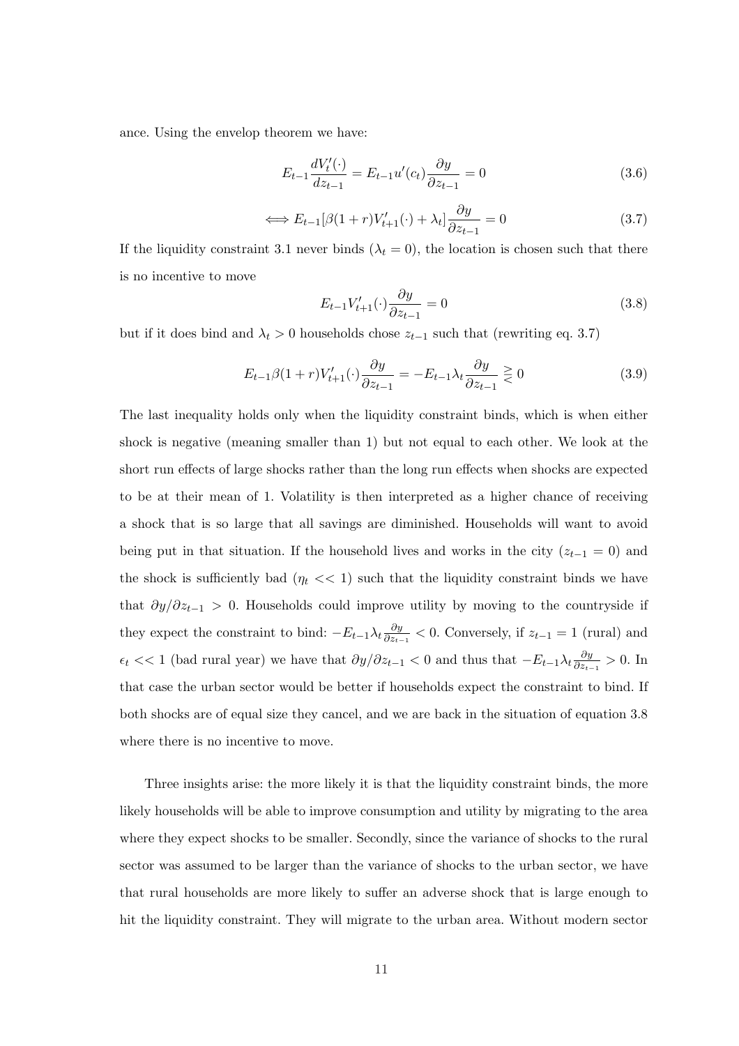ance. Using the envelop theorem we have:

$$E_{t-1}\frac{dV_t'(\cdot)}{dz_{t-1}} = E_{t-1}u'(c_t)\frac{\partial y}{\partial z_{t-1}} = 0 \tag{3.6}$$

$$\iff E_{t-1}[\beta(1+r)V_{t+1}'(\cdot) + \lambda_t]\frac{\partial y}{\partial z_{t-1}} = 0 \tag{3.7}$$

If the liquidity constraint 3.1 never binds ($\lambda_t = 0$), the location is chosen such that there is no incentive to move

$$E_{t-1}V_{t+1}'(\cdot)\frac{\partial y}{\partial z_{t-1}} = 0 \tag{3.8}$$

but if it does bind and $\lambda_t > 0$ households chose $z_{t-1}$ such that (rewriting eq. 3.7)

$$E_{t-1}\beta(1+r)V_{t+1}'(\cdot)\frac{\partial y}{\partial z_{t-1}} = -E_{t-1}\lambda_t\frac{\partial y}{\partial z_{t-1}} \gtreqless 0 \tag{3.9}$$

The last inequality holds only when the liquidity constraint binds, which is when either shock is negative (meaning smaller than 1) but not equal to each other. We look at the short run effects of large shocks rather than the long run effects when shocks are expected to be at their mean of 1. Volatility is then interpreted as a higher chance of receiving a shock that is so large that all savings are diminished. Households will want to avoid being put in that situation. If the household lives and works in the city ($z_{t-1} = 0$) and the shock is sufficiently bad ($\eta_t << 1$) such that the liquidity constraint binds we have that $\partial y/\partial z_{t-1} > 0$. Households could improve utility by moving to the countryside if they expect the constraint to bind: $-E_{t-1}\lambda_t\frac{\partial y}{\partial z_{t-1}} < 0$. Conversely, if $z_{t-1} = 1$ (rural) and $\epsilon_t << 1$ (bad rural year) we have that $\partial y/\partial z_{t-1} < 0$ and thus that $-E_{t-1}\lambda_t\frac{\partial y}{\partial z_{t-1}} > 0$. In that case the urban sector would be better if households expect the constraint to bind. If both shocks are of equal size they cancel, and we are back in the situation of equation 3.8 where there is no incentive to move.

Three insights arise: the more likely it is that the liquidity constraint binds, the more likely households will be able to improve consumption and utility by migrating to the area where they expect shocks to be smaller. Secondly, since the variance of shocks to the rural sector was assumed to be larger than the variance of shocks to the urban sector, we have that rural households are more likely to suffer an adverse shock that is large enough to hit the liquidity constraint. They will migrate to the urban area. Without modern sector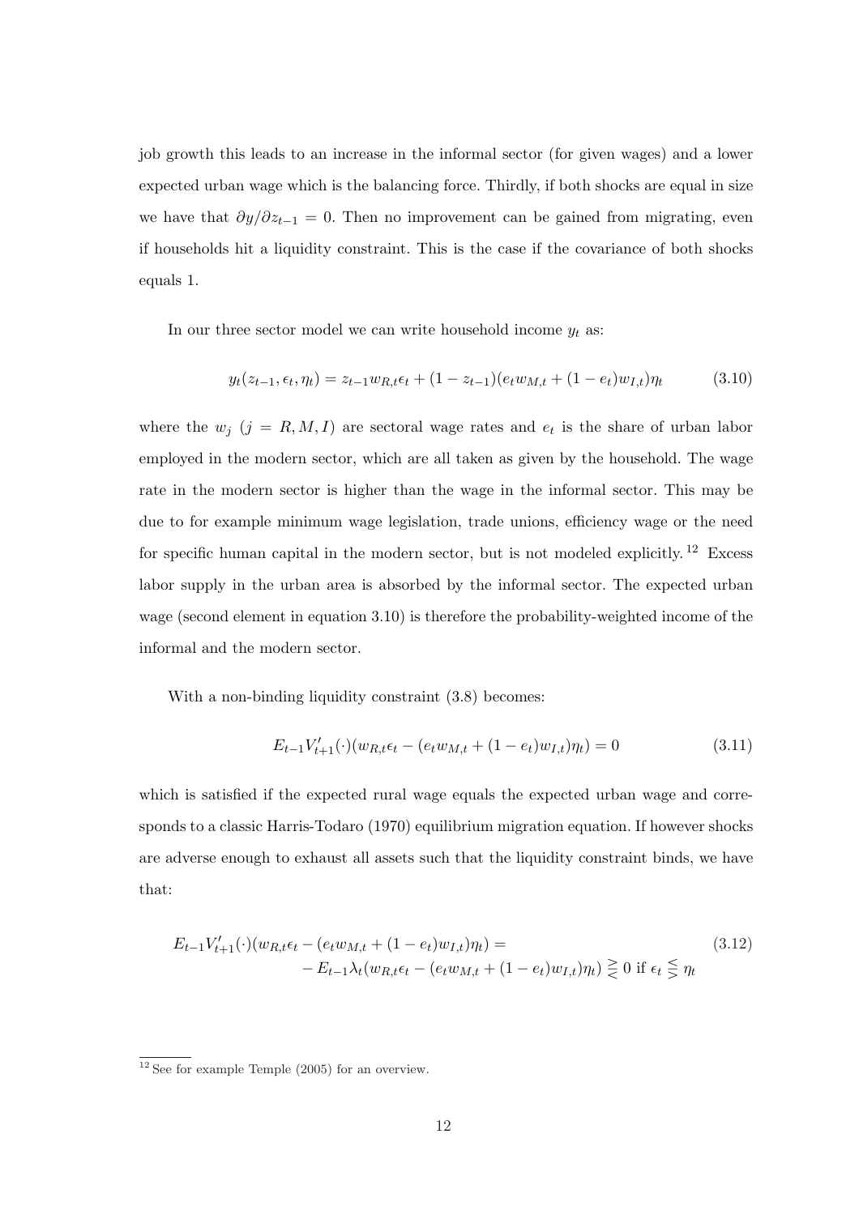job growth this leads to an increase in the informal sector (for given wages) and a lower expected urban wage which is the balancing force. Thirdly, if both shocks are equal in size we have that $\partial y/\partial z_{t-1} = 0$. Then no improvement can be gained from migrating, even if households hit a liquidity constraint. This is the case if the covariance of both shocks equals 1.

In our three sector model we can write household income $y_t$ as:

$$y_t(z_{t-1}, \epsilon_t, \eta_t) = z_{t-1} w_{R,t} \epsilon_t + (1 - z_{t-1})(e_t w_{M,t} + (1 - e_t) w_{I,t})\eta_t \tag{3.10}$$

where the $w_j$ ($j = R, M, I$) are sectoral wage rates and $e_t$ is the share of urban labor employed in the modern sector, which are all taken as given by the household. The wage rate in the modern sector is higher than the wage in the informal sector. This may be due to for example minimum wage legislation, trade unions, efficiency wage or the need for specific human capital in the modern sector, but is not modeled explicitly.[12] Excess labor supply in the urban area is absorbed by the informal sector. The expected urban wage (second element in equation 3.10) is therefore the probability-weighted income of the informal and the modern sector.

With a non-binding liquidity constraint (3.8) becomes:

$$E_{t-1} V'_{t+1}(\cdot)(w_{R,t}\epsilon_t - (e_t w_{M,t} + (1 - e_t) w_{I,t})\eta_t) = 0 \tag{3.11}$$

which is satisfied if the expected rural wage equals the expected urban wage and corresponds to a classic Harris-Todaro (1970) equilibrium migration equation. If however shocks are adverse enough to exhaust all assets such that the liquidity constraint binds, we have that:

$$\begin{aligned} E_{t-1} V'_{t+1}(\cdot)(w_{R,t}\epsilon_t - (e_t w_{M,t} + (1 - e_t) w_{I,t})\eta_t) = \\ - E_{t-1}\lambda_t(w_{R,t}\epsilon_t - (e_t w_{M,t} + (1 - e_t) w_{I,t})\eta_t) \gtreqless 0 \text{ if } \epsilon_t \lesseqgtr \eta_t \end{aligned} \tag{3.12}$$

[12] See for example Temple (2005) for an overview.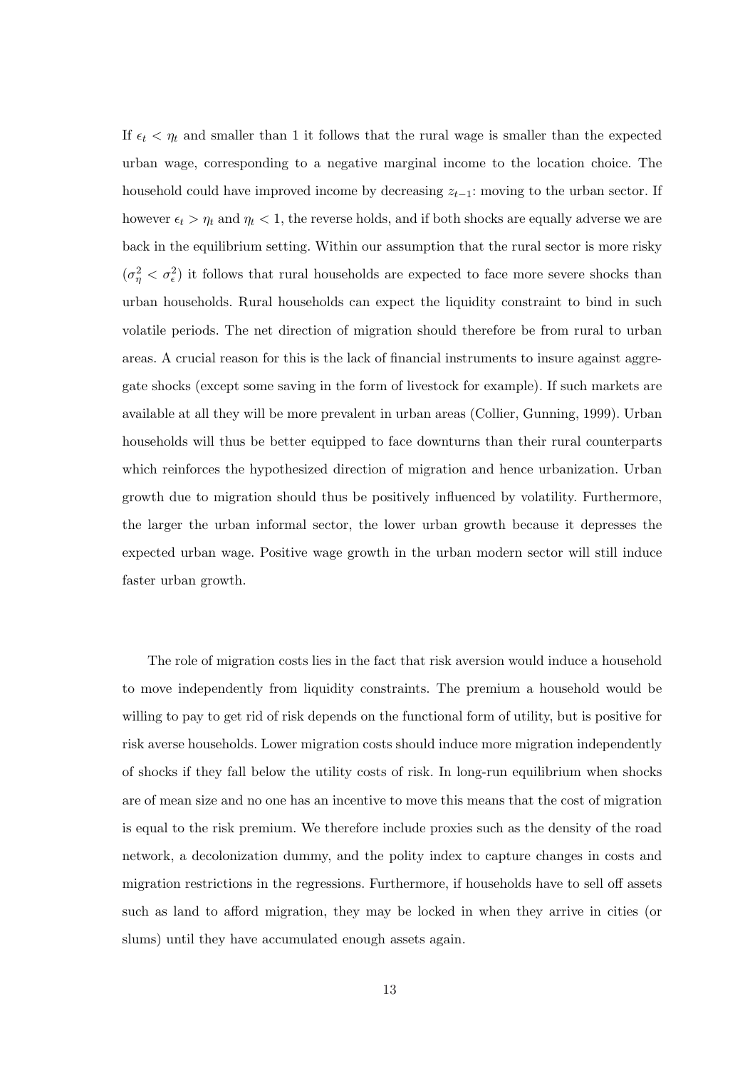If $\epsilon_t < \eta_t$ and smaller than 1 it follows that the rural wage is smaller than the expected urban wage, corresponding to a negative marginal income to the location choice. The household could have improved income by decreasing $z_{t-1}$: moving to the urban sector. If however $\epsilon_t > \eta_t$ and $\eta_t < 1$, the reverse holds, and if both shocks are equally adverse we are back in the equilibrium setting. Within our assumption that the rural sector is more risky ($\sigma_\eta^2 < \sigma_\epsilon^2$) it follows that rural households are expected to face more severe shocks than urban households. Rural households can expect the liquidity constraint to bind in such volatile periods. The net direction of migration should therefore be from rural to urban areas. A crucial reason for this is the lack of financial instruments to insure against aggregate shocks (except some saving in the form of livestock for example). If such markets are available at all they will be more prevalent in urban areas (Collier, Gunning, 1999). Urban households will thus be better equipped to face downturns than their rural counterparts which reinforces the hypothesized direction of migration and hence urbanization. Urban growth due to migration should thus be positively influenced by volatility. Furthermore, the larger the urban informal sector, the lower urban growth because it depresses the expected urban wage. Positive wage growth in the urban modern sector will still induce faster urban growth.

The role of migration costs lies in the fact that risk aversion would induce a household to move independently from liquidity constraints. The premium a household would be willing to pay to get rid of risk depends on the functional form of utility, but is positive for risk averse households. Lower migration costs should induce more migration independently of shocks if they fall below the utility costs of risk. In long-run equilibrium when shocks are of mean size and no one has an incentive to move this means that the cost of migration is equal to the risk premium. We therefore include proxies such as the density of the road network, a decolonization dummy, and the polity index to capture changes in costs and migration restrictions in the regressions. Furthermore, if households have to sell off assets such as land to afford migration, they may be locked in when they arrive in cities (or slums) until they have accumulated enough assets again.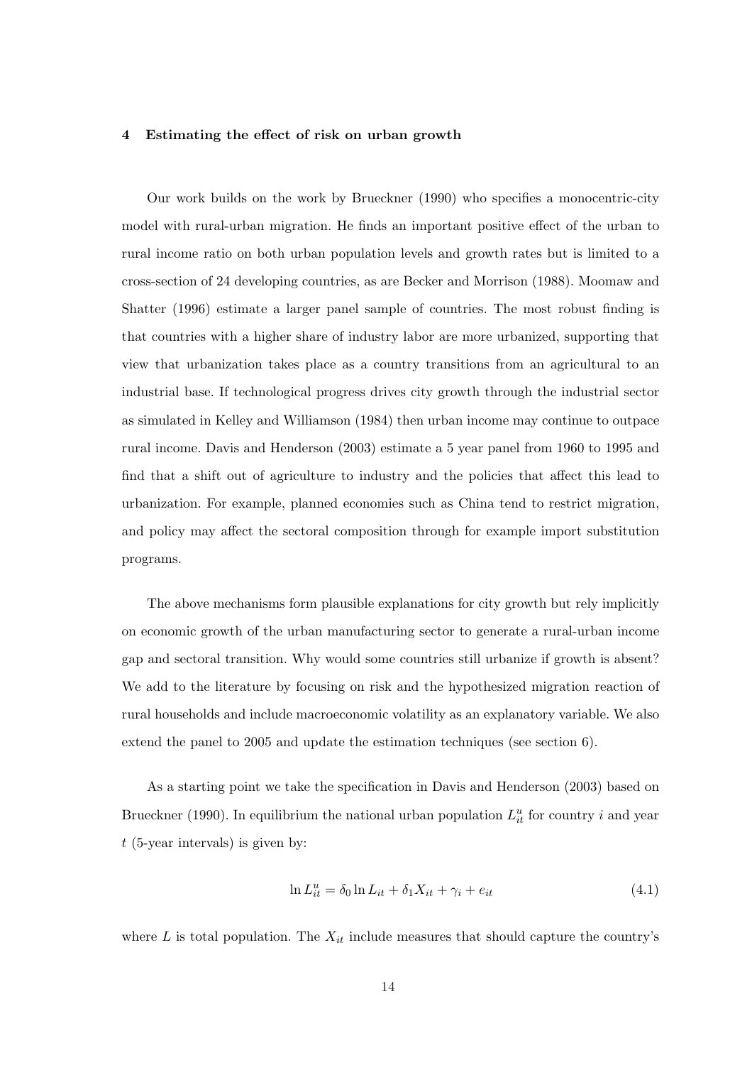## 4 Estimating the effect of risk on urban growth

Our work builds on the work by Brueckner (1990) who specifies a monocentric-city model with rural-urban migration. He finds an important positive effect of the urban to rural income ratio on both urban population levels and growth rates but is limited to a cross-section of 24 developing countries, as are Becker and Morrison (1988). Moomaw and Shatter (1996) estimate a larger panel sample of countries. The most robust finding is that countries with a higher share of industry labor are more urbanized, supporting that view that urbanization takes place as a country transitions from an agricultural to an industrial base. If technological progress drives city growth through the industrial sector as simulated in Kelley and Williamson (1984) then urban income may continue to outpace rural income. Davis and Henderson (2003) estimate a 5 year panel from 1960 to 1995 and find that a shift out of agriculture to industry and the policies that affect this lead to urbanization. For example, planned economies such as China tend to restrict migration, and policy may affect the sectoral composition through for example import substitution programs.

The above mechanisms form plausible explanations for city growth but rely implicitly on economic growth of the urban manufacturing sector to generate a rural-urban income gap and sectoral transition. Why would some countries still urbanize if growth is absent? We add to the literature by focusing on risk and the hypothesized migration reaction of rural households and include macroeconomic volatility as an explanatory variable. We also extend the panel to 2005 and update the estimation techniques (see section 6).

As a starting point we take the specification in Davis and Henderson (2003) based on Brueckner (1990). In equilibrium the national urban population $L^u_{it}$ for country $i$ and year $t$ (5-year intervals) is given by:

$$\ln L^u_{it} = \delta_0 \ln L_{it} + \delta_1 X_{it} + \gamma_i + e_{it} \tag{4.1}$$

where $L$ is total population. The $X_{it}$ include measures that should capture the country's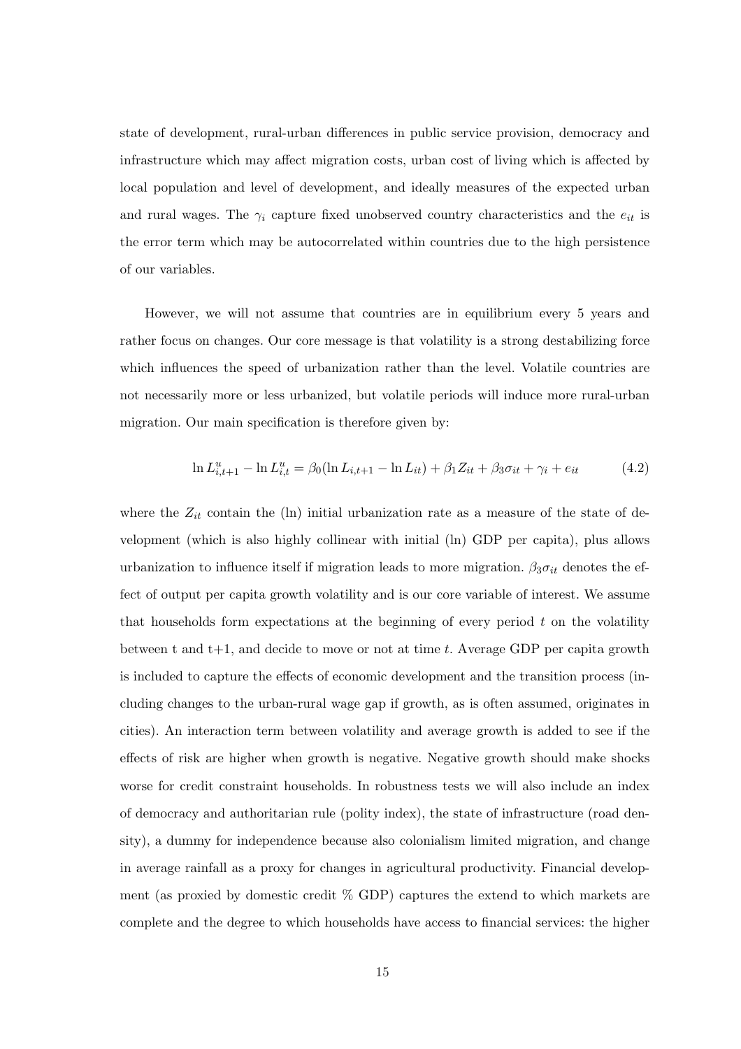state of development, rural-urban differences in public service provision, democracy and infrastructure which may affect migration costs, urban cost of living which is affected by local population and level of development, and ideally measures of the expected urban and rural wages. The $\gamma_i$ capture fixed unobserved country characteristics and the $e_{it}$ is the error term which may be autocorrelated within countries due to the high persistence of our variables.

However, we will not assume that countries are in equilibrium every 5 years and rather focus on changes. Our core message is that volatility is a strong destabilizing force which influences the speed of urbanization rather than the level. Volatile countries are not necessarily more or less urbanized, but volatile periods will induce more rural-urban migration. Our main specification is therefore given by:

$$\ln L^u_{i,t+1} - \ln L^u_{i,t} = \beta_0(\ln L_{i,t+1} - \ln L_{it}) + \beta_1 Z_{it} + \beta_3 \sigma_{it} + \gamma_i + e_{it} \tag{4.2}$$

where the $Z_{it}$ contain the (ln) initial urbanization rate as a measure of the state of development (which is also highly collinear with initial (ln) GDP per capita), plus allows urbanization to influence itself if migration leads to more migration. $\beta_3\sigma_{it}$ denotes the effect of output per capita growth volatility and is our core variable of interest. We assume that households form expectations at the beginning of every period $t$ on the volatility between t and t+1, and decide to move or not at time $t$. Average GDP per capita growth is included to capture the effects of economic development and the transition process (including changes to the urban-rural wage gap if growth, as is often assumed, originates in cities). An interaction term between volatility and average growth is added to see if the effects of risk are higher when growth is negative. Negative growth should make shocks worse for credit constraint households. In robustness tests we will also include an index of democracy and authoritarian rule (polity index), the state of infrastructure (road density), a dummy for independence because also colonialism limited migration, and change in average rainfall as a proxy for changes in agricultural productivity. Financial development (as proxied by domestic credit % GDP) captures the extend to which markets are complete and the degree to which households have access to financial services: the higher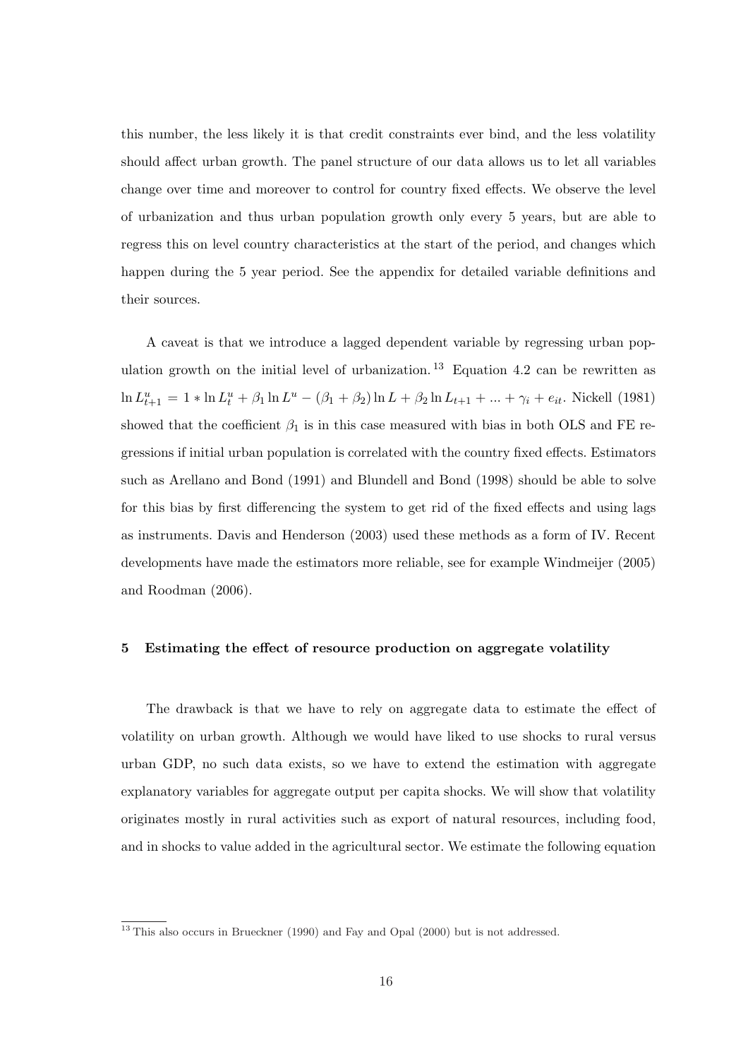this number, the less likely it is that credit constraints ever bind, and the less volatility should affect urban growth. The panel structure of our data allows us to let all variables change over time and moreover to control for country fixed effects. We observe the level of urbanization and thus urban population growth only every 5 years, but are able to regress this on level country characteristics at the start of the period, and changes which happen during the 5 year period. See the appendix for detailed variable definitions and their sources.

A caveat is that we introduce a lagged dependent variable by regressing urban population growth on the initial level of urbanization.[13] Equation 4.2 can be rewritten as $\ln L^u_{t+1} = 1 * \ln L^u_t + \beta_1 \ln L^u - (\beta_1 + \beta_2) \ln L + \beta_2 \ln L_{t+1} + ... + \gamma_i + e_{it}$. Nickell (1981) showed that the coefficient $\beta_1$ is in this case measured with bias in both OLS and FE regressions if initial urban population is correlated with the country fixed effects. Estimators such as Arellano and Bond (1991) and Blundell and Bond (1998) should be able to solve for this bias by first differencing the system to get rid of the fixed effects and using lags as instruments. Davis and Henderson (2003) used these methods as a form of IV. Recent developments have made the estimators more reliable, see for example Windmeijer (2005) and Roodman (2006).

## 5 Estimating the effect of resource production on aggregate volatility

The drawback is that we have to rely on aggregate data to estimate the effect of volatility on urban growth. Although we would have liked to use shocks to rural versus urban GDP, no such data exists, so we have to extend the estimation with aggregate explanatory variables for aggregate output per capita shocks. We will show that volatility originates mostly in rural activities such as export of natural resources, including food, and in shocks to value added in the agricultural sector. We estimate the following equation

[13] This also occurs in Brueckner (1990) and Fay and Opal (2000) but is not addressed.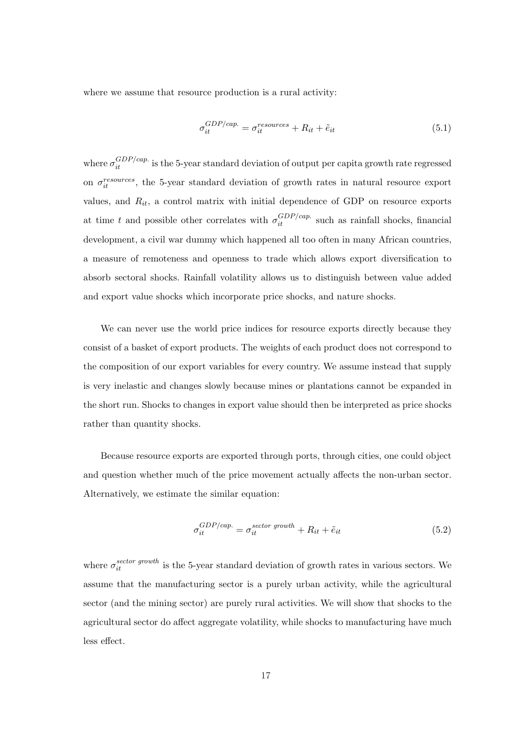where we assume that resource production is a rural activity:

$$\sigma_{it}^{GDP/cap.} = \sigma_{it}^{resources} + R_{it} + \tilde{e}_{it} \tag{5.1}$$

where $\sigma_{it}^{GDP/cap.}$ is the 5-year standard deviation of output per capita growth rate regressed on $\sigma_{it}^{resources}$, the 5-year standard deviation of growth rates in natural resource export values, and $R_{it}$, a control matrix with initial dependence of GDP on resource exports at time $t$ and possible other correlates with $\sigma_{it}^{GDP/cap.}$ such as rainfall shocks, financial development, a civil war dummy which happened all too often in many African countries, a measure of remoteness and openness to trade which allows export diversification to absorb sectoral shocks. Rainfall volatility allows us to distinguish between value added and export value shocks which incorporate price shocks, and nature shocks.

We can never use the world price indices for resource exports directly because they consist of a basket of export products. The weights of each product does not correspond to the composition of our export variables for every country. We assume instead that supply is very inelastic and changes slowly because mines or plantations cannot be expanded in the short run. Shocks to changes in export value should then be interpreted as price shocks rather than quantity shocks.

Because resource exports are exported through ports, through cities, one could object and question whether much of the price movement actually affects the non-urban sector. Alternatively, we estimate the similar equation:

$$\sigma_{it}^{GDP/cap.} = \sigma_{it}^{sector\ growth} + R_{it} + \tilde{e}_{it} \tag{5.2}$$

where $\sigma_{it}^{sector\ growth}$ is the 5-year standard deviation of growth rates in various sectors. We assume that the manufacturing sector is a purely urban activity, while the agricultural sector (and the mining sector) are purely rural activities. We will show that shocks to the agricultural sector do affect aggregate volatility, while shocks to manufacturing have much less effect.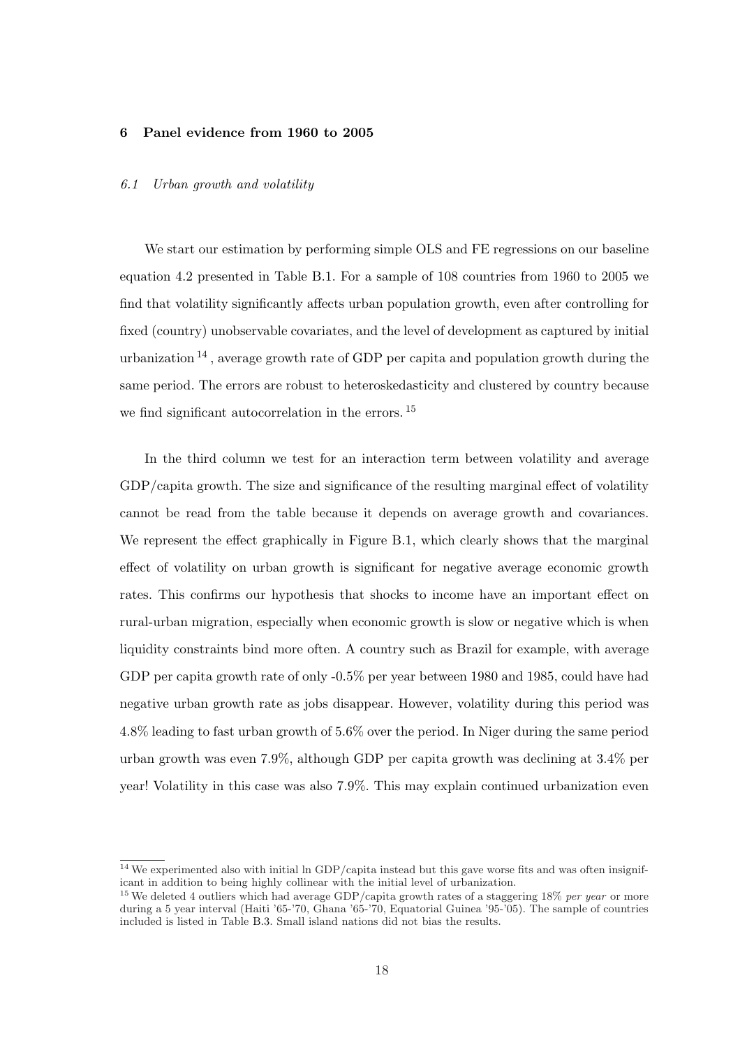## 6 Panel evidence from 1960 to 2005

### *6.1 Urban growth and volatility*

We start our estimation by performing simple OLS and FE regressions on our baseline equation 4.2 presented in Table B.1. For a sample of 108 countries from 1960 to 2005 we find that volatility significantly affects urban population growth, even after controlling for fixed (country) unobservable covariates, and the level of development as captured by initial urbanization [14], average growth rate of GDP per capita and population growth during the same period. The errors are robust to heteroskedasticity and clustered by country because we find significant autocorrelation in the errors. [15]

In the third column we test for an interaction term between volatility and average GDP/capita growth. The size and significance of the resulting marginal effect of volatility cannot be read from the table because it depends on average growth and covariances. We represent the effect graphically in Figure B.1, which clearly shows that the marginal effect of volatility on urban growth is significant for negative average economic growth rates. This confirms our hypothesis that shocks to income have an important effect on rural-urban migration, especially when economic growth is slow or negative which is when liquidity constraints bind more often. A country such as Brazil for example, with average GDP per capita growth rate of only -0.5% per year between 1980 and 1985, could have had negative urban growth rate as jobs disappear. However, volatility during this period was 4.8% leading to fast urban growth of 5.6% over the period. In Niger during the same period urban growth was even 7.9%, although GDP per capita growth was declining at 3.4% per year! Volatility in this case was also 7.9%. This may explain continued urbanization even

[14] We experimented also with initial ln GDP/capita instead but this gave worse fits and was often insignificant in addition to being highly collinear with the initial level of urbanization.

[15] We deleted 4 outliers which had average GDP/capita growth rates of a staggering 18% *per year* or more during a 5 year interval (Haiti '65-'70, Ghana '65-'70, Equatorial Guinea '95-'05). The sample of countries included is listed in Table B.3. Small island nations did not bias the results.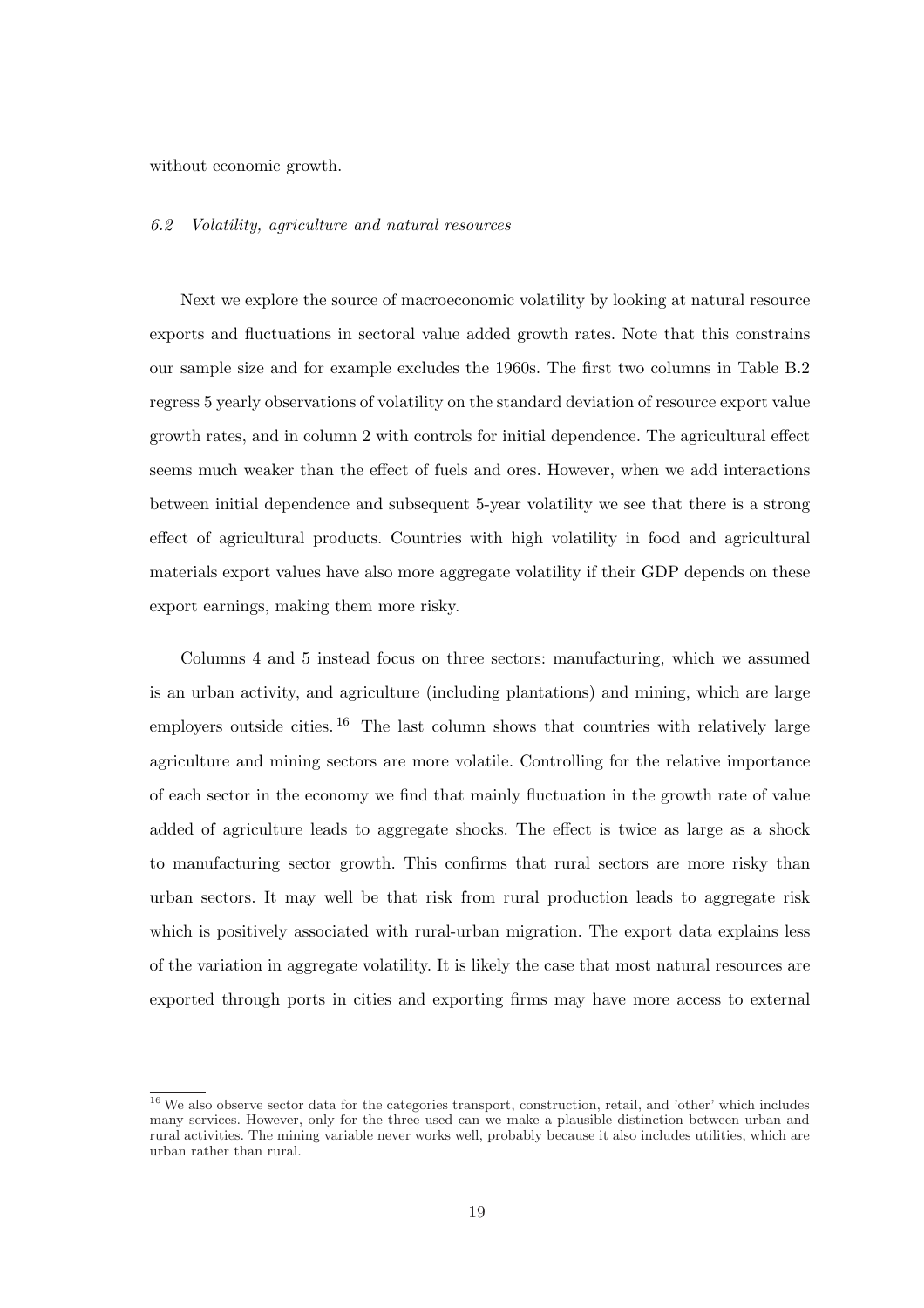without economic growth.

### *6.2 Volatility, agriculture and natural resources*

Next we explore the source of macroeconomic volatility by looking at natural resource exports and fluctuations in sectoral value added growth rates. Note that this constrains our sample size and for example excludes the 1960s. The first two columns in Table B.2 regress 5 yearly observations of volatility on the standard deviation of resource export value growth rates, and in column 2 with controls for initial dependence. The agricultural effect seems much weaker than the effect of fuels and ores. However, when we add interactions between initial dependence and subsequent 5-year volatility we see that there is a strong effect of agricultural products. Countries with high volatility in food and agricultural materials export values have also more aggregate volatility if their GDP depends on these export earnings, making them more risky.

Columns 4 and 5 instead focus on three sectors: manufacturing, which we assumed is an urban activity, and agriculture (including plantations) and mining, which are large employers outside cities.[16] The last column shows that countries with relatively large agriculture and mining sectors are more volatile. Controlling for the relative importance of each sector in the economy we find that mainly fluctuation in the growth rate of value added of agriculture leads to aggregate shocks. The effect is twice as large as a shock to manufacturing sector growth. This confirms that rural sectors are more risky than urban sectors. It may well be that risk from rural production leads to aggregate risk which is positively associated with rural-urban migration. The export data explains less of the variation in aggregate volatility. It is likely the case that most natural resources are exported through ports in cities and exporting firms may have more access to external

[16] We also observe sector data for the categories transport, construction, retail, and 'other' which includes many services. However, only for the three used can we make a plausible distinction between urban and rural activities. The mining variable never works well, probably because it also includes utilities, which are urban rather than rural.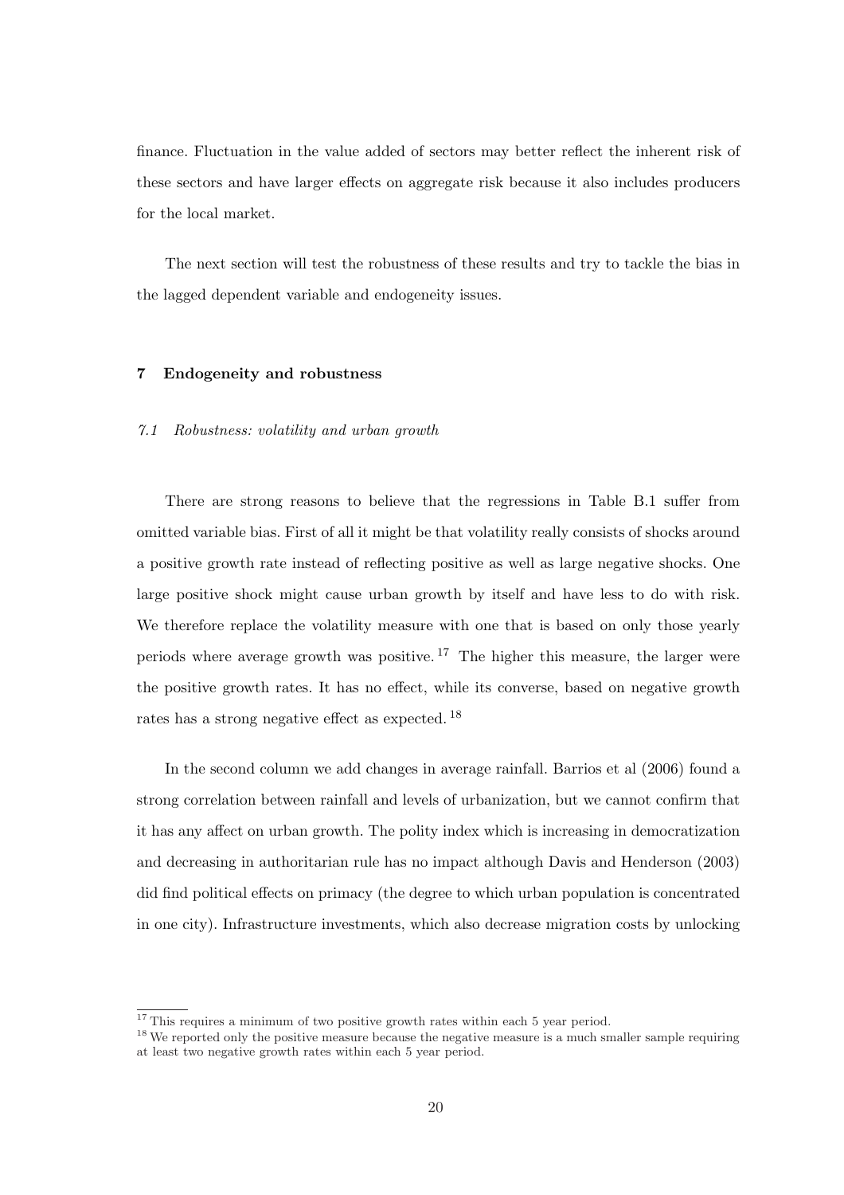finance. Fluctuation in the value added of sectors may better reflect the inherent risk of these sectors and have larger effects on aggregate risk because it also includes producers for the local market.

The next section will test the robustness of these results and try to tackle the bias in the lagged dependent variable and endogeneity issues.

## 7 Endogeneity and robustness

### *7.1 Robustness: volatility and urban growth*

There are strong reasons to believe that the regressions in Table B.1 suffer from omitted variable bias. First of all it might be that volatility really consists of shocks around a positive growth rate instead of reflecting positive as well as large negative shocks. One large positive shock might cause urban growth by itself and have less to do with risk. We therefore replace the volatility measure with one that is based on only those yearly periods where average growth was positive.[17] The higher this measure, the larger were the positive growth rates. It has no effect, while its converse, based on negative growth rates has a strong negative effect as expected.[18]

In the second column we add changes in average rainfall. Barrios et al (2006) found a strong correlation between rainfall and levels of urbanization, but we cannot confirm that it has any affect on urban growth. The polity index which is increasing in democratization and decreasing in authoritarian rule has no impact although Davis and Henderson (2003) did find political effects on primacy (the degree to which urban population is concentrated in one city). Infrastructure investments, which also decrease migration costs by unlocking

[17] This requires a minimum of two positive growth rates within each 5 year period.

[18] We reported only the positive measure because the negative measure is a much smaller sample requiring at least two negative growth rates within each 5 year period.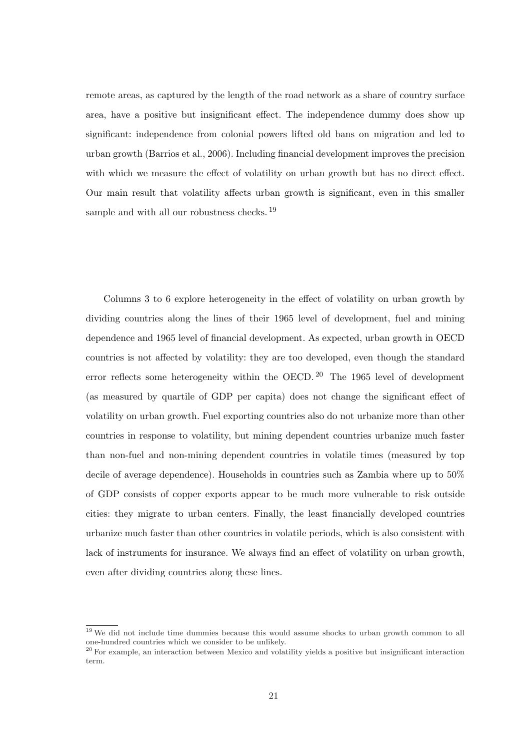remote areas, as captured by the length of the road network as a share of country surface area, have a positive but insignificant effect. The independence dummy does show up significant: independence from colonial powers lifted old bans on migration and led to urban growth (Barrios et al., 2006). Including financial development improves the precision with which we measure the effect of volatility on urban growth but has no direct effect. Our main result that volatility affects urban growth is significant, even in this smaller sample and with all our robustness checks.[19]

Columns 3 to 6 explore heterogeneity in the effect of volatility on urban growth by dividing countries along the lines of their 1965 level of development, fuel and mining dependence and 1965 level of financial development. As expected, urban growth in OECD countries is not affected by volatility: they are too developed, even though the standard error reflects some heterogeneity within the OECD.[20] The 1965 level of development (as measured by quartile of GDP per capita) does not change the significant effect of volatility on urban growth. Fuel exporting countries also do not urbanize more than other countries in response to volatility, but mining dependent countries urbanize much faster than non-fuel and non-mining dependent countries in volatile times (measured by top decile of average dependence). Households in countries such as Zambia where up to 50% of GDP consists of copper exports appear to be much more vulnerable to risk outside cities: they migrate to urban centers. Finally, the least financially developed countries urbanize much faster than other countries in volatile periods, which is also consistent with lack of instruments for insurance. We always find an effect of volatility on urban growth, even after dividing countries along these lines.

[19] We did not include time dummies because this would assume shocks to urban growth common to all one-hundred countries which we consider to be unlikely.

[20] For example, an interaction between Mexico and volatility yields a positive but insignificant interaction term.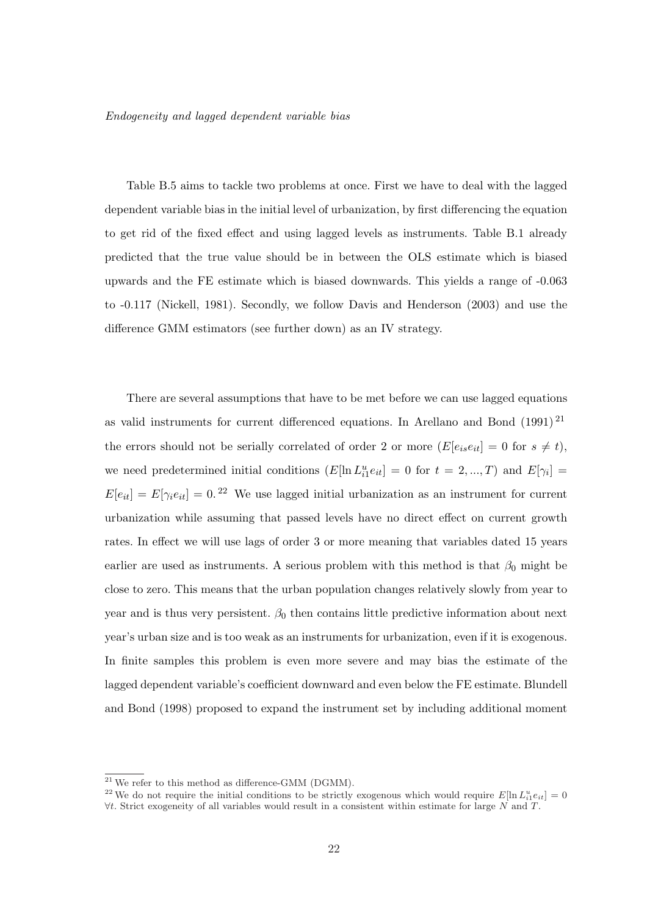*Endogeneity and lagged dependent variable bias*

Table B.5 aims to tackle two problems at once. First we have to deal with the lagged dependent variable bias in the initial level of urbanization, by first differencing the equation to get rid of the fixed effect and using lagged levels as instruments. Table B.1 already predicted that the true value should be in between the OLS estimate which is biased upwards and the FE estimate which is biased downwards. This yields a range of -0.063 to -0.117 (Nickell, 1981). Secondly, we follow Davis and Henderson (2003) and use the difference GMM estimators (see further down) as an IV strategy.

There are several assumptions that have to be met before we can use lagged equations as valid instruments for current differenced equations. In Arellano and Bond (1991)[21] the errors should not be serially correlated of order 2 or more ($E[e_{is}e_{it}] = 0$ for $s \neq t$), we need predetermined initial conditions ($E[\ln L^u_{i1} e_{it}] = 0$ for $t = 2, ..., T$) and $E[\gamma_i] = E[e_{it}] = E[\gamma_i e_{it}] = 0$.[22] We use lagged initial urbanization as an instrument for current urbanization while assuming that passed levels have no direct effect on current growth rates. In effect we will use lags of order 3 or more meaning that variables dated 15 years earlier are used as instruments. A serious problem with this method is that $\beta_0$ might be close to zero. This means that the urban population changes relatively slowly from year to year and is thus very persistent. $\beta_0$ then contains little predictive information about next year's urban size and is too weak as an instruments for urbanization, even if it is exogenous. In finite samples this problem is even more severe and may bias the estimate of the lagged dependent variable's coefficient downward and even below the FE estimate. Blundell and Bond (1998) proposed to expand the instrument set by including additional moment

[21] We refer to this method as difference-GMM (DGMM).

[22] We do not require the initial conditions to be strictly exogenous which would require $E[\ln L^u_{i1} e_{it}] = 0$ $\forall t$. Strict exogeneity of all variables would result in a consistent within estimate for large $N$ and $T$.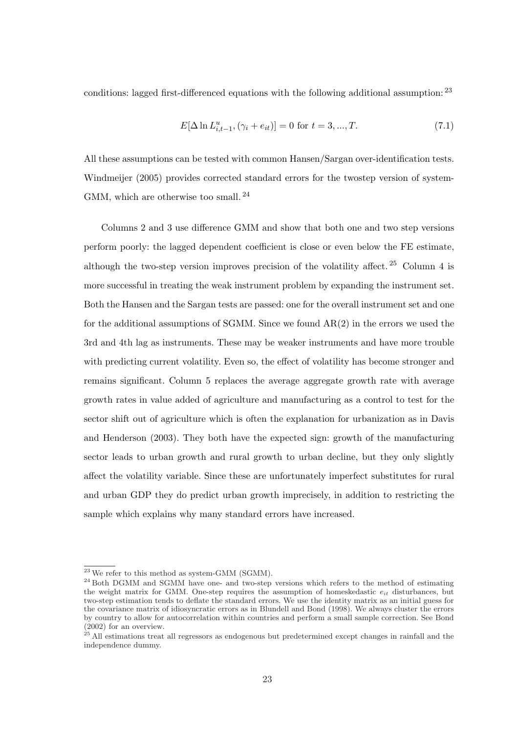conditions: lagged first-differenced equations with the following additional assumption:[23]

$$E[\Delta \ln L^u_{i,t-1}, (\gamma_i + e_{it})] = 0 \text{ for } t = 3, ..., T. \tag{7.1}$$

All these assumptions can be tested with common Hansen/Sargan over-identification tests. Windmeijer (2005) provides corrected standard errors for the twostep version of system-GMM, which are otherwise too small.[24]

Columns 2 and 3 use difference GMM and show that both one and two step versions perform poorly: the lagged dependent coefficient is close or even below the FE estimate, although the two-step version improves precision of the volatility affect.[25] Column 4 is more successful in treating the weak instrument problem by expanding the instrument set. Both the Hansen and the Sargan tests are passed: one for the overall instrument set and one for the additional assumptions of SGMM. Since we found AR(2) in the errors we used the 3rd and 4th lag as instruments. These may be weaker instruments and have more trouble with predicting current volatility. Even so, the effect of volatility has become stronger and remains significant. Column 5 replaces the average aggregate growth rate with average growth rates in value added of agriculture and manufacturing as a control to test for the sector shift out of agriculture which is often the explanation for urbanization as in Davis and Henderson (2003). They both have the expected sign: growth of the manufacturing sector leads to urban growth and rural growth to urban decline, but they only slightly affect the volatility variable. Since these are unfortunately imperfect substitutes for rural and urban GDP they do predict urban growth imprecisely, in addition to restricting the sample which explains why many standard errors have increased.

[23] We refer to this method as system-GMM (SGMM).

[24] Both DGMM and SGMM have one- and two-step versions which refers to the method of estimating the weight matrix for GMM. One-step requires the assumption of homeskedastic $e_{it}$ disturbances, but two-step estimation tends to deflate the standard errors. We use the identity matrix as an initial guess for the covariance matrix of idiosyncratic errors as in Blundell and Bond (1998). We always cluster the errors by country to allow for autocorrelation within countries and perform a small sample correction. See Bond (2002) for an overview.

[25] All estimations treat all regressors as endogenous but predetermined except changes in rainfall and the independence dummy.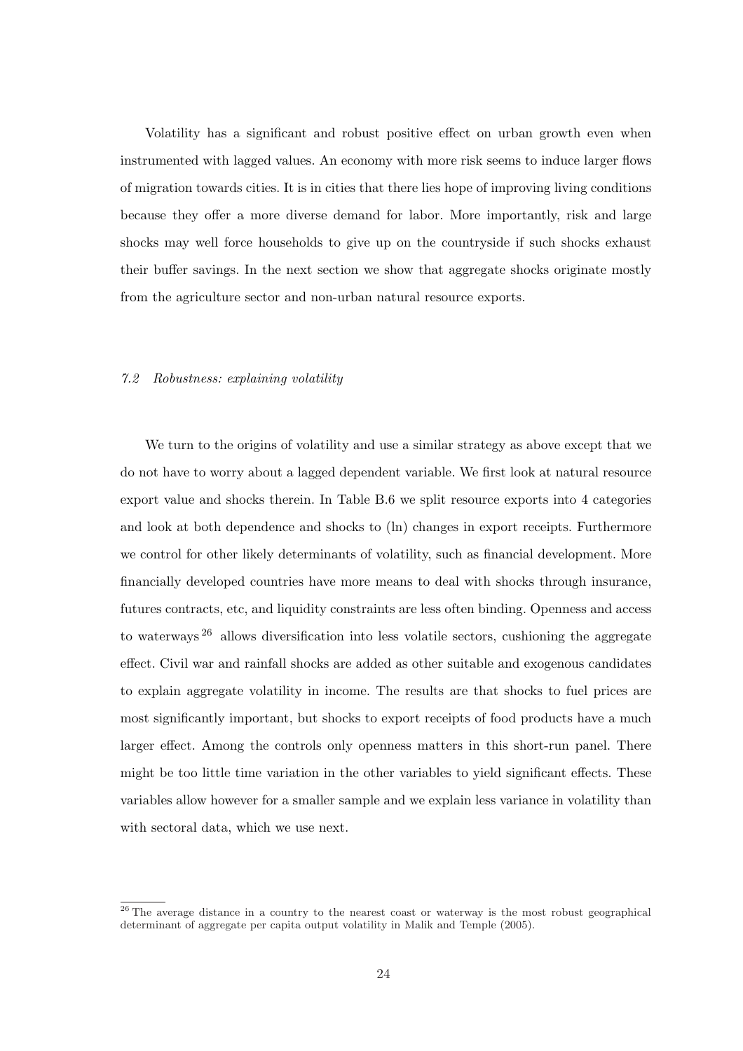Volatility has a significant and robust positive effect on urban growth even when instrumented with lagged values. An economy with more risk seems to induce larger flows of migration towards cities. It is in cities that there lies hope of improving living conditions because they offer a more diverse demand for labor. More importantly, risk and large shocks may well force households to give up on the countryside if such shocks exhaust their buffer savings. In the next section we show that aggregate shocks originate mostly from the agriculture sector and non-urban natural resource exports.

### *7.2 Robustness: explaining volatility*

We turn to the origins of volatility and use a similar strategy as above except that we do not have to worry about a lagged dependent variable. We first look at natural resource export value and shocks therein. In Table B.6 we split resource exports into 4 categories and look at both dependence and shocks to (ln) changes in export receipts. Furthermore we control for other likely determinants of volatility, such as financial development. More financially developed countries have more means to deal with shocks through insurance, futures contracts, etc, and liquidity constraints are less often binding. Openness and access to waterways [26] allows diversification into less volatile sectors, cushioning the aggregate effect. Civil war and rainfall shocks are added as other suitable and exogenous candidates to explain aggregate volatility in income. The results are that shocks to fuel prices are most significantly important, but shocks to export receipts of food products have a much larger effect. Among the controls only openness matters in this short-run panel. There might be too little time variation in the other variables to yield significant effects. These variables allow however for a smaller sample and we explain less variance in volatility than with sectoral data, which we use next.

[26] The average distance in a country to the nearest coast or waterway is the most robust geographical determinant of aggregate per capita output volatility in Malik and Temple (2005).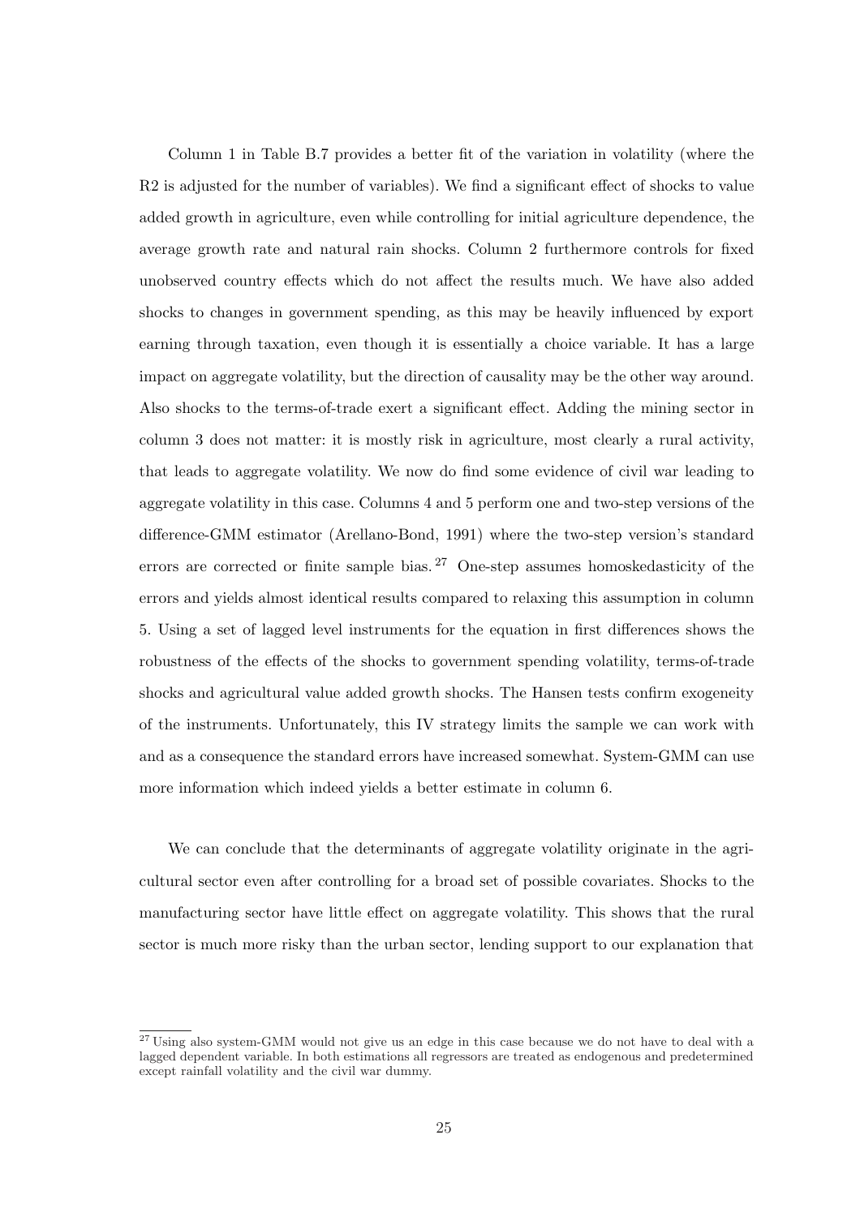Column 1 in Table B.7 provides a better fit of the variation in volatility (where the R2 is adjusted for the number of variables). We find a significant effect of shocks to value added growth in agriculture, even while controlling for initial agriculture dependence, the average growth rate and natural rain shocks. Column 2 furthermore controls for fixed unobserved country effects which do not affect the results much. We have also added shocks to changes in government spending, as this may be heavily influenced by export earning through taxation, even though it is essentially a choice variable. It has a large impact on aggregate volatility, but the direction of causality may be the other way around. Also shocks to the terms-of-trade exert a significant effect. Adding the mining sector in column 3 does not matter: it is mostly risk in agriculture, most clearly a rural activity, that leads to aggregate volatility. We now do find some evidence of civil war leading to aggregate volatility in this case. Columns 4 and 5 perform one and two-step versions of the difference-GMM estimator (Arellano-Bond, 1991) where the two-step version's standard errors are corrected or finite sample bias.[27] One-step assumes homoskedasticity of the errors and yields almost identical results compared to relaxing this assumption in column 5. Using a set of lagged level instruments for the equation in first differences shows the robustness of the effects of the shocks to government spending volatility, terms-of-trade shocks and agricultural value added growth shocks. The Hansen tests confirm exogeneity of the instruments. Unfortunately, this IV strategy limits the sample we can work with and as a consequence the standard errors have increased somewhat. System-GMM can use more information which indeed yields a better estimate in column 6.

We can conclude that the determinants of aggregate volatility originate in the agricultural sector even after controlling for a broad set of possible covariates. Shocks to the manufacturing sector have little effect on aggregate volatility. This shows that the rural sector is much more risky than the urban sector, lending support to our explanation that

[27] Using also system-GMM would not give us an edge in this case because we do not have to deal with a lagged dependent variable. In both estimations all regressors are treated as endogenous and predetermined except rainfall volatility and the civil war dummy.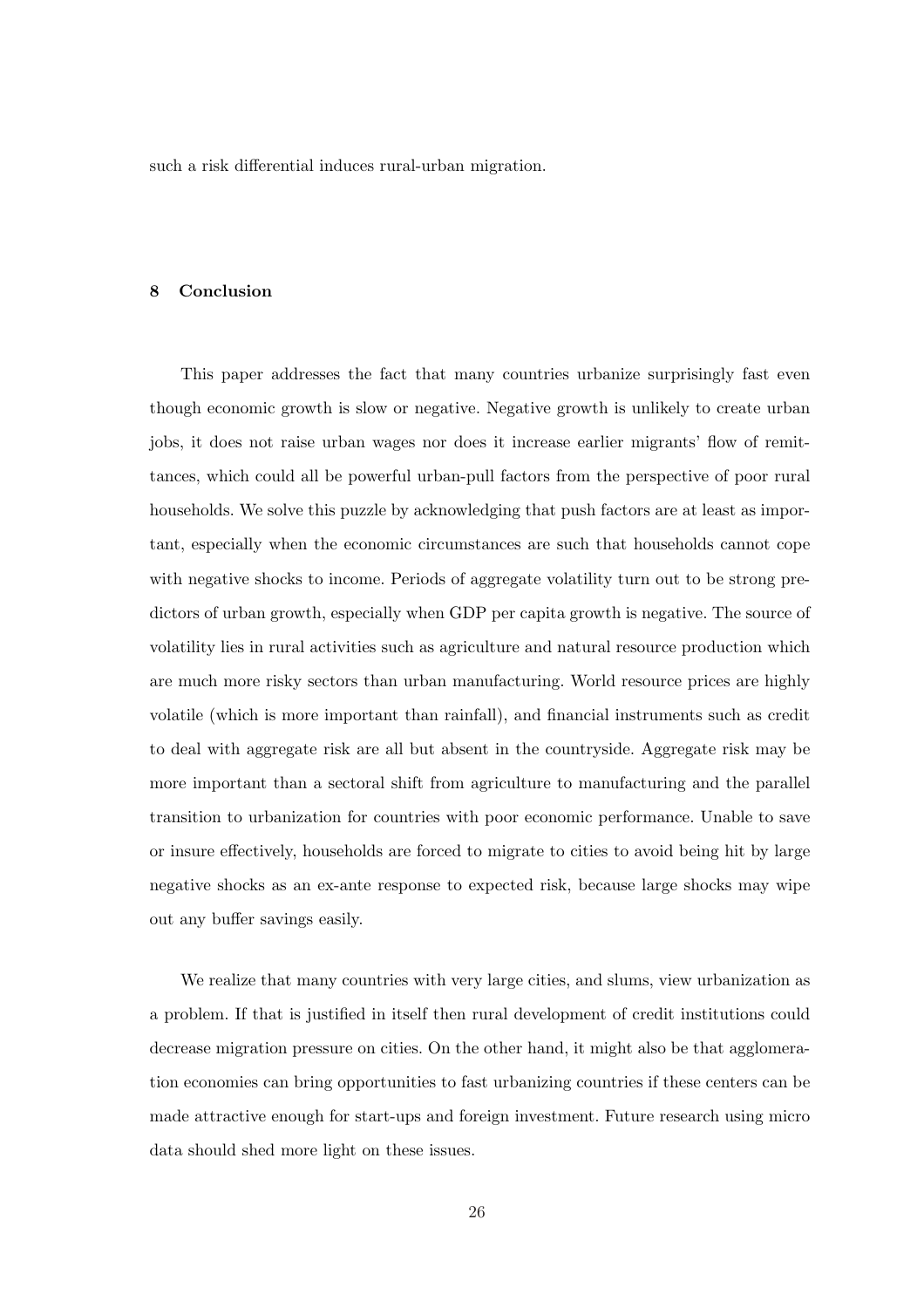such a risk differential induces rural-urban migration.

## 8 Conclusion

This paper addresses the fact that many countries urbanize surprisingly fast even though economic growth is slow or negative. Negative growth is unlikely to create urban jobs, it does not raise urban wages nor does it increase earlier migrants' flow of remittances, which could all be powerful urban-pull factors from the perspective of poor rural households. We solve this puzzle by acknowledging that push factors are at least as important, especially when the economic circumstances are such that households cannot cope with negative shocks to income. Periods of aggregate volatility turn out to be strong predictors of urban growth, especially when GDP per capita growth is negative. The source of volatility lies in rural activities such as agriculture and natural resource production which are much more risky sectors than urban manufacturing. World resource prices are highly volatile (which is more important than rainfall), and financial instruments such as credit to deal with aggregate risk are all but absent in the countryside. Aggregate risk may be more important than a sectoral shift from agriculture to manufacturing and the parallel transition to urbanization for countries with poor economic performance. Unable to save or insure effectively, households are forced to migrate to cities to avoid being hit by large negative shocks as an ex-ante response to expected risk, because large shocks may wipe out any buffer savings easily.

We realize that many countries with very large cities, and slums, view urbanization as a problem. If that is justified in itself then rural development of credit institutions could decrease migration pressure on cities. On the other hand, it might also be that agglomeration economies can bring opportunities to fast urbanizing countries if these centers can be made attractive enough for start-ups and foreign investment. Future research using micro data should shed more light on these issues.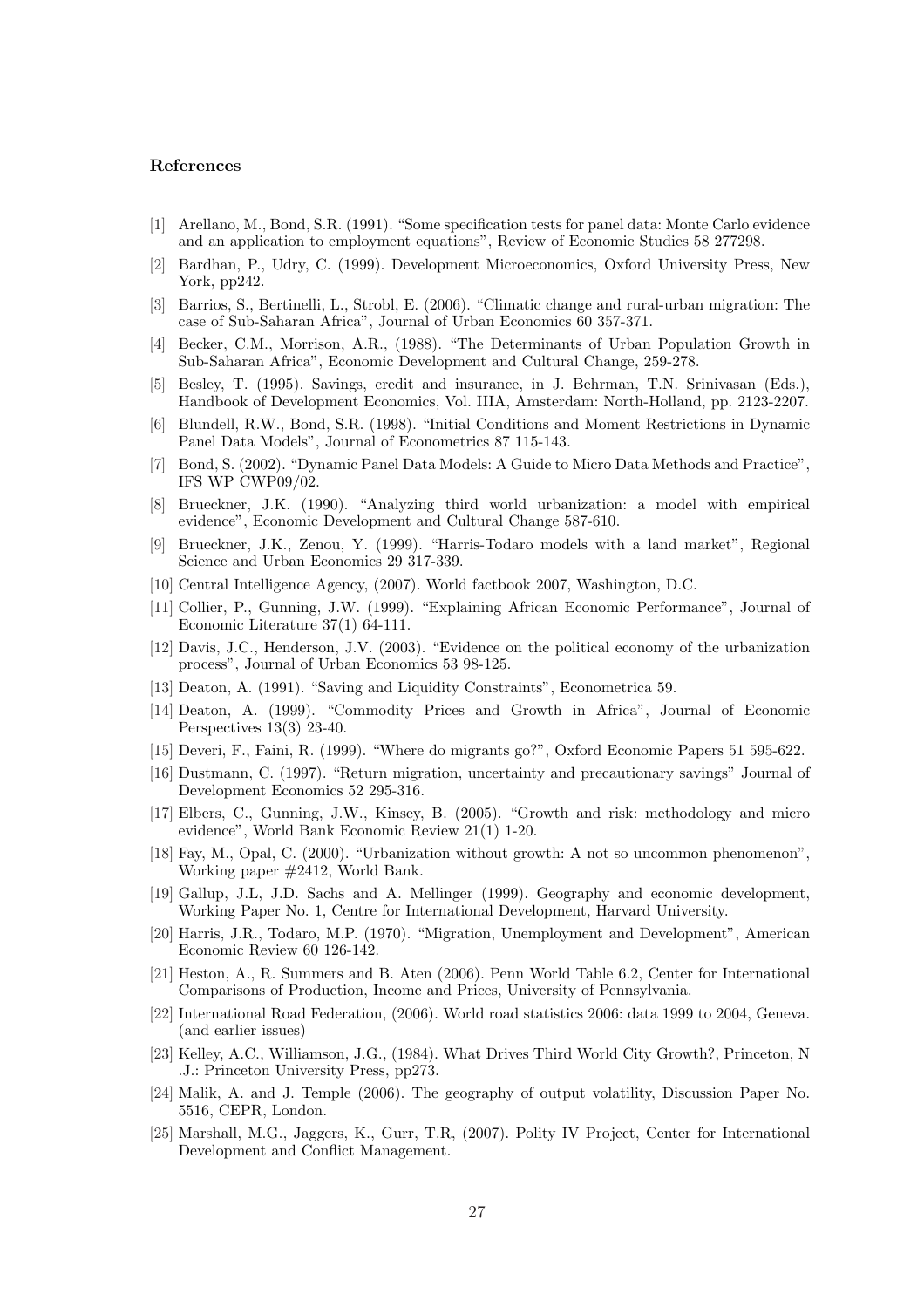#### References

[1] Arellano, M., Bond, S.R. (1991). "Some specification tests for panel data: Monte Carlo evidence and an application to employment equations", Review of Economic Studies 58 277298.

[2] Bardhan, P., Udry, C. (1999). Development Microeconomics, Oxford University Press, New York, pp242.

[3] Barrios, S., Bertinelli, L., Strobl, E. (2006). "Climatic change and rural-urban migration: The case of Sub-Saharan Africa", Journal of Urban Economics 60 357-371.

[4] Becker, C.M., Morrison, A.R., (1988). "The Determinants of Urban Population Growth in Sub-Saharan Africa", Economic Development and Cultural Change, 259-278.

[5] Besley, T. (1995). Savings, credit and insurance, in J. Behrman, T.N. Srinivasan (Eds.), Handbook of Development Economics, Vol. IIIA, Amsterdam: North-Holland, pp. 2123-2207.

[6] Blundell, R.W., Bond, S.R. (1998). "Initial Conditions and Moment Restrictions in Dynamic Panel Data Models", Journal of Econometrics 87 115-143.

[7] Bond, S. (2002). "Dynamic Panel Data Models: A Guide to Micro Data Methods and Practice", IFS WP CWP09/02.

[8] Brueckner, J.K. (1990). "Analyzing third world urbanization: a model with empirical evidence", Economic Development and Cultural Change 587-610.

[9] Brueckner, J.K., Zenou, Y. (1999). "Harris-Todaro models with a land market", Regional Science and Urban Economics 29 317-339.

[10] Central Intelligence Agency, (2007). World factbook 2007, Washington, D.C.

[11] Collier, P., Gunning, J.W. (1999). "Explaining African Economic Performance", Journal of Economic Literature 37(1) 64-111.

[12] Davis, J.C., Henderson, J.V. (2003). "Evidence on the political economy of the urbanization process", Journal of Urban Economics 53 98-125.

[13] Deaton, A. (1991). "Saving and Liquidity Constraints", Econometrica 59.

[14] Deaton, A. (1999). "Commodity Prices and Growth in Africa", Journal of Economic Perspectives 13(3) 23-40.

[15] Deveri, F., Faini, R. (1999). "Where do migrants go?", Oxford Economic Papers 51 595-622.

[16] Dustmann, C. (1997). "Return migration, uncertainty and precautionary savings" Journal of Development Economics 52 295-316.

[17] Elbers, C., Gunning, J.W., Kinsey, B. (2005). "Growth and risk: methodology and micro evidence", World Bank Economic Review 21(1) 1-20.

[18] Fay, M., Opal, C. (2000). "Urbanization without growth: A not so uncommon phenomenon", Working paper #2412, World Bank.

[19] Gallup, J.L, J.D. Sachs and A. Mellinger (1999). Geography and economic development, Working Paper No. 1, Centre for International Development, Harvard University.

[20] Harris, J.R., Todaro, M.P. (1970). "Migration, Unemployment and Development", American Economic Review 60 126-142.

[21] Heston, A., R. Summers and B. Aten (2006). Penn World Table 6.2, Center for International Comparisons of Production, Income and Prices, University of Pennsylvania.

[22] International Road Federation, (2006). World road statistics 2006: data 1999 to 2004, Geneva. (and earlier issues)

[23] Kelley, A.C., Williamson, J.G., (1984). What Drives Third World City Growth?, Princeton, N .J.: Princeton University Press, pp273.

[24] Malik, A. and J. Temple (2006). The geography of output volatility, Discussion Paper No. 5516, CEPR, London.

[25] Marshall, M.G., Jaggers, K., Gurr, T.R, (2007). Polity IV Project, Center for International Development and Conflict Management.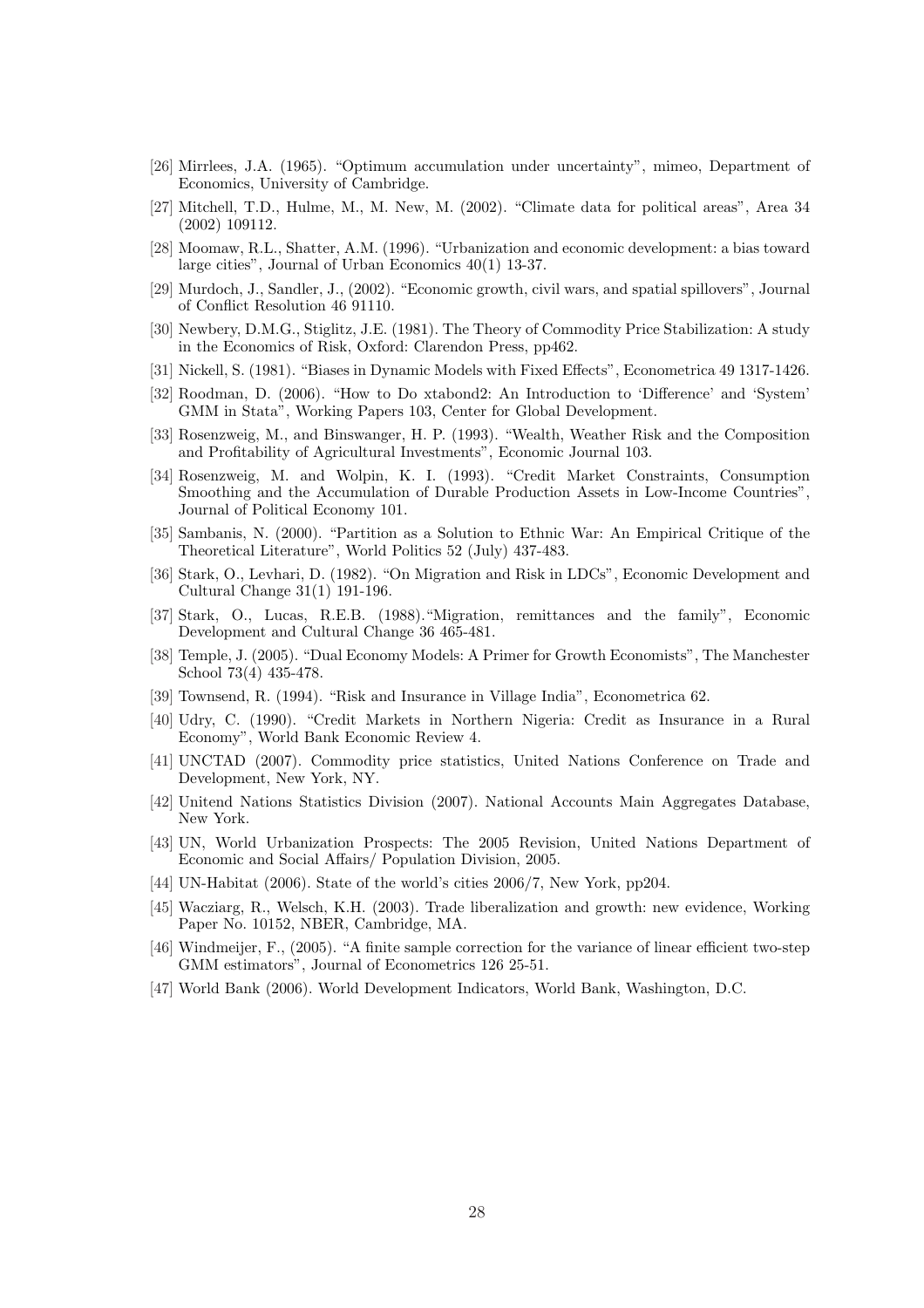[26] Mirrlees, J.A. (1965). "Optimum accumulation under uncertainty", mimeo, Department of Economics, University of Cambridge.

[27] Mitchell, T.D., Hulme, M., M. New, M. (2002). "Climate data for political areas", Area 34 (2002) 109112.

[28] Moomaw, R.L., Shatter, A.M. (1996). "Urbanization and economic development: a bias toward large cities", Journal of Urban Economics 40(1) 13-37.

[29] Murdoch, J., Sandler, J., (2002). "Economic growth, civil wars, and spatial spillovers", Journal of Conflict Resolution 46 91110.

[30] Newbery, D.M.G., Stiglitz, J.E. (1981). The Theory of Commodity Price Stabilization: A study in the Economics of Risk, Oxford: Clarendon Press, pp462.

[31] Nickell, S. (1981). "Biases in Dynamic Models with Fixed Effects", Econometrica 49 1317-1426.

[32] Roodman, D. (2006). "How to Do xtabond2: An Introduction to 'Difference' and 'System' GMM in Stata", Working Papers 103, Center for Global Development.

[33] Rosenzweig, M., and Binswanger, H. P. (1993). "Wealth, Weather Risk and the Composition and Profitability of Agricultural Investments", Economic Journal 103.

[34] Rosenzweig, M. and Wolpin, K. I. (1993). "Credit Market Constraints, Consumption Smoothing and the Accumulation of Durable Production Assets in Low-Income Countries", Journal of Political Economy 101.

[35] Sambanis, N. (2000). "Partition as a Solution to Ethnic War: An Empirical Critique of the Theoretical Literature", World Politics 52 (July) 437-483.

[36] Stark, O., Levhari, D. (1982). "On Migration and Risk in LDCs", Economic Development and Cultural Change 31(1) 191-196.

[37] Stark, O., Lucas, R.E.B. (1988)."Migration, remittances and the family", Economic Development and Cultural Change 36 465-481.

[38] Temple, J. (2005). "Dual Economy Models: A Primer for Growth Economists", The Manchester School 73(4) 435-478.

[39] Townsend, R. (1994). "Risk and Insurance in Village India", Econometrica 62.

[40] Udry, C. (1990). "Credit Markets in Northern Nigeria: Credit as Insurance in a Rural Economy", World Bank Economic Review 4.

[41] UNCTAD (2007). Commodity price statistics, United Nations Conference on Trade and Development, New York, NY.

[42] Unitend Nations Statistics Division (2007). National Accounts Main Aggregates Database, New York.

[43] UN, World Urbanization Prospects: The 2005 Revision, United Nations Department of Economic and Social Affairs/ Population Division, 2005.

[44] UN-Habitat (2006). State of the world's cities 2006/7, New York, pp204.

[45] Wacziarg, R., Welsch, K.H. (2003). Trade liberalization and growth: new evidence, Working Paper No. 10152, NBER, Cambridge, MA.

[46] Windmeijer, F., (2005). "A finite sample correction for the variance of linear efficient two-step GMM estimators", Journal of Econometrics 126 25-51.

[47] World Bank (2006). World Development Indicators, World Bank, Washington, D.C.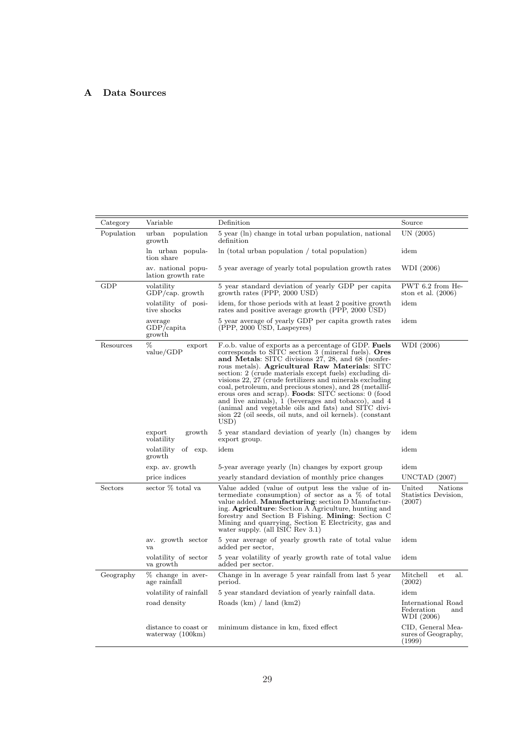## A Data Sources

| Category | Variable | Definition | Source |
|---|---|---|---|
| Population | urban population growth | 5 year (ln) change in total urban population, national definition | UN (2005) |
| | ln urban population share | ln (total urban population / total population) | idem |
| | av. national population growth rate | 5 year average of yearly total population growth rates | WDI (2006) |
| GDP | volatility GDP/cap. growth | 5 year standard deviation of yearly GDP per capita growth rates (PPP, 2000 USD) | PWT 6.2 from Heston et al. (2006) |
| | volatility of positive shocks | idem, for those periods with at least 2 positive growth rates and positive average growth (PPP, 2000 USD) | idem |
| | average GDP/capita growth | 5 year average of yearly GDP per capita growth rates (PPP, 2000 USD, Laspeyres) | idem |
| Resources | % export value/GDP | F.o.b. value of exports as a percentage of GDP. **Fuels** corresponds to SITC section 3 (mineral fuels). **Ores and Metals**: SITC divisions 27, 28, and 68 (nonferrous metals). **Agricultural Raw Materials**: SITC section: 2 (crude materials except fuels) excluding divisions 22, 27 (crude fertilizers and minerals excluding coal, petroleum, and precious stones), and 28 (metalliferous ores and scrap). **Foods**: SITC sections: 0 (food and live animals), 1 (beverages and tobacco), and 4 (animal and vegetable oils and fats) and SITC division 22 (oil seeds, oil nuts, and oil kernels). (constant USD) | WDI (2006) |
| | export growth volatility | 5 year standard deviation of yearly (ln) changes by export group. | idem |
| | volatility of exp. growth | idem | idem |
| | exp. av. growth | 5-year average yearly (ln) changes by export group | idem |
| | price indices | yearly standard deviation of monthly price changes | UNCTAD (2007) |
| Sectors | sector % total va | Value added (value of output less the value of intermediate consumption) of sector as a % of total value added. **Manufacturing**: section D Manufacturing. **Agriculture**: Section A Agriculture, hunting and forestry and Section B Fishing. **Mining**: Section C Mining and quarrying, Section E Electricity, gas and water supply. (all ISIC Rev 3.1) | United Nations Statistics Division, (2007) |
| | av. growth sector va | 5 year average of yearly growth rate of total value added per sector, | idem |
| | volatility of sector va growth | 5 year volatility of yearly growth rate of total value added per sector. | idem |
| Geography | % change in average rainfall | Change in ln average 5 year rainfall from last 5 year period. | Mitchell et al. (2002) |
| | volatility of rainfall | 5 year standard deviation of yearly rainfall data. | idem |
| | road density | Roads (km) / land (km2) | International Road Federation and WDI (2006) |
| | distance to coast or waterway (100km) | minimum distance in km, fixed effect | CID, General Measures of Geography, (1999) |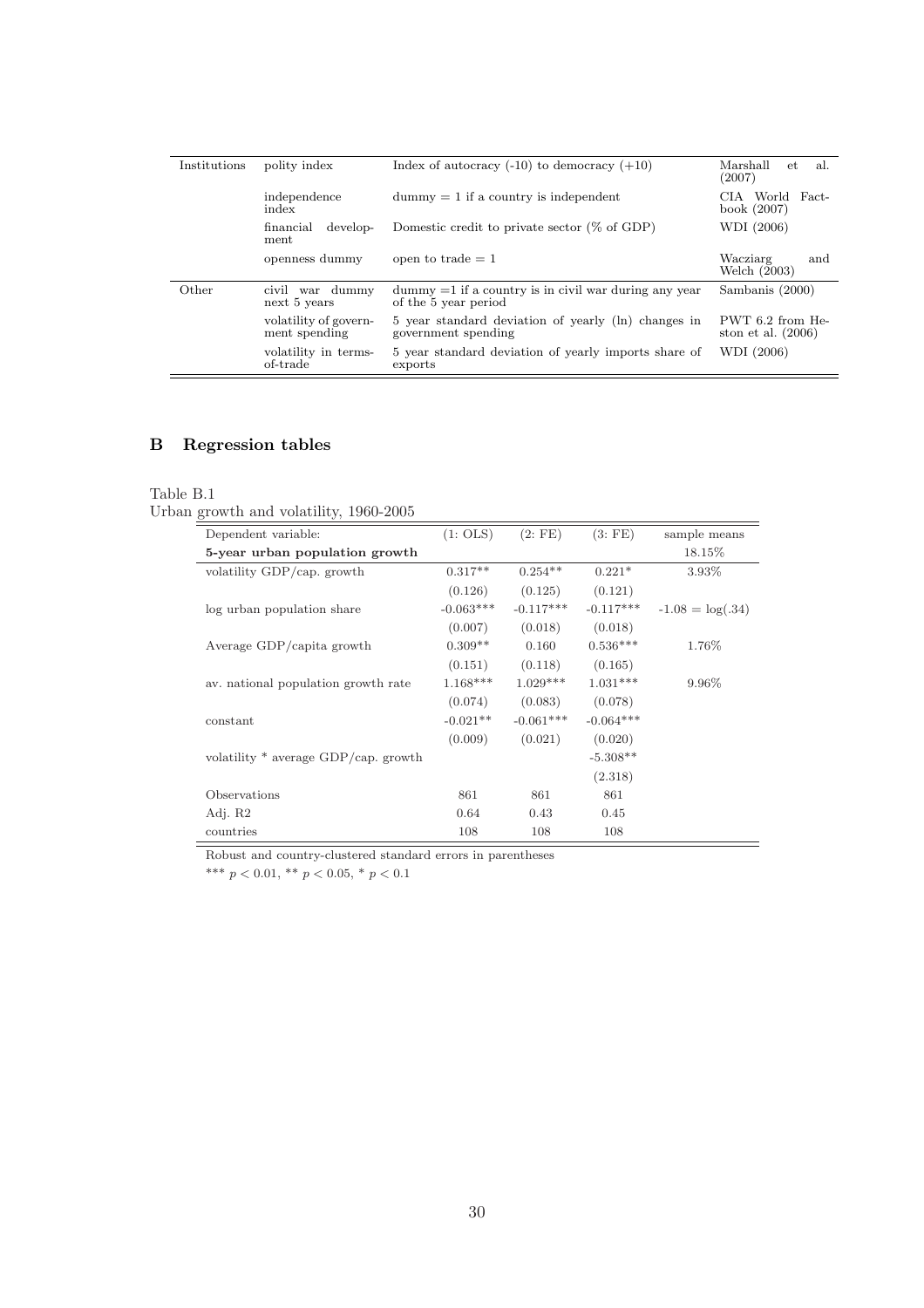| | | | |
|---|---|---|---|
| Institutions | polity index | Index of autocracy (-10) to democracy (+10) | Marshall et al. (2007) |
| | independence index | dummy = 1 if a country is independent | CIA World Factbook (2007) |
| | financial development | Domestic credit to private sector (% of GDP) | WDI (2006) |
| | openness dummy | open to trade = 1 | Wacziarg and Welch (2003) |
| Other | civil war dummy next 5 years | dummy =1 if a country is in civil war during any year of the 5 year period | Sambanis (2000) |
| | volatility of government spending | 5 year standard deviation of yearly (ln) changes in government spending | PWT 6.2 from Heston et al. (2006) |
| | volatility in terms-of-trade | 5 year standard deviation of yearly imports share of exports | WDI (2006) |

## B Regression tables

Table B.1
Urban growth and volatility, 1960-2005

| Dependent variable: | (1: OLS) | (2: FE) | (3: FE) | sample means |
|---|---|---|---|---|
| **5-year urban population growth** | | | | 18.15% |
| volatility GDP/cap. growth | 0.317** | 0.254** | 0.221* | 3.93% |
| | (0.126) | (0.125) | (0.121) | |
| log urban population share | -0.063*** | -0.117*** | -0.117*** | -1.08 = log(.34) |
| | (0.007) | (0.018) | (0.018) | |
| Average GDP/capita growth | 0.309** | 0.160 | 0.536*** | 1.76% |
| | (0.151) | (0.118) | (0.165) | |
| av. national population growth rate | 1.168*** | 1.029*** | 1.031*** | 9.96% |
| | (0.074) | (0.083) | (0.078) | |
| constant | -0.021** | -0.061*** | -0.064*** | |
| | (0.009) | (0.021) | (0.020) | |
| volatility * average GDP/cap. growth | | | -5.308** | |
| | | | (2.318) | |
| Observations | 861 | 861 | 861 | |
| Adj. R2 | 0.64 | 0.43 | 0.45 | |
| countries | 108 | 108 | 108 | |

Robust and country-clustered standard errors in parentheses

*** $p < 0.01$, ** $p < 0.05$, * $p < 0.1$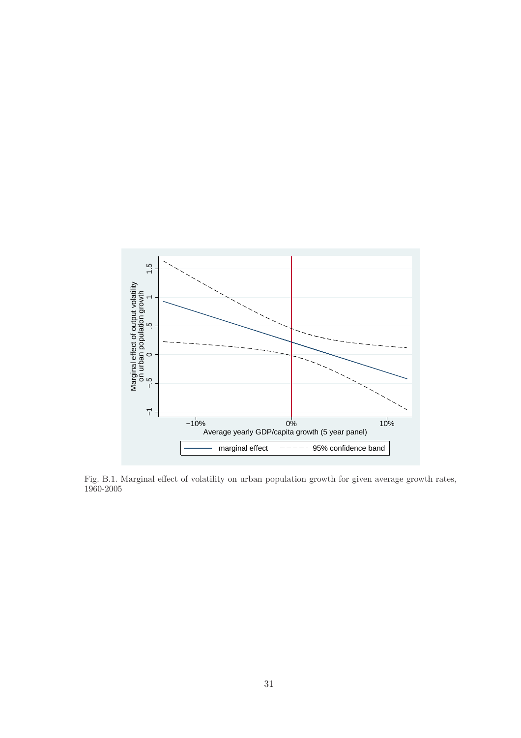Fig. B.1. Marginal effect of volatility on urban population growth for given average growth rates, 1960-2005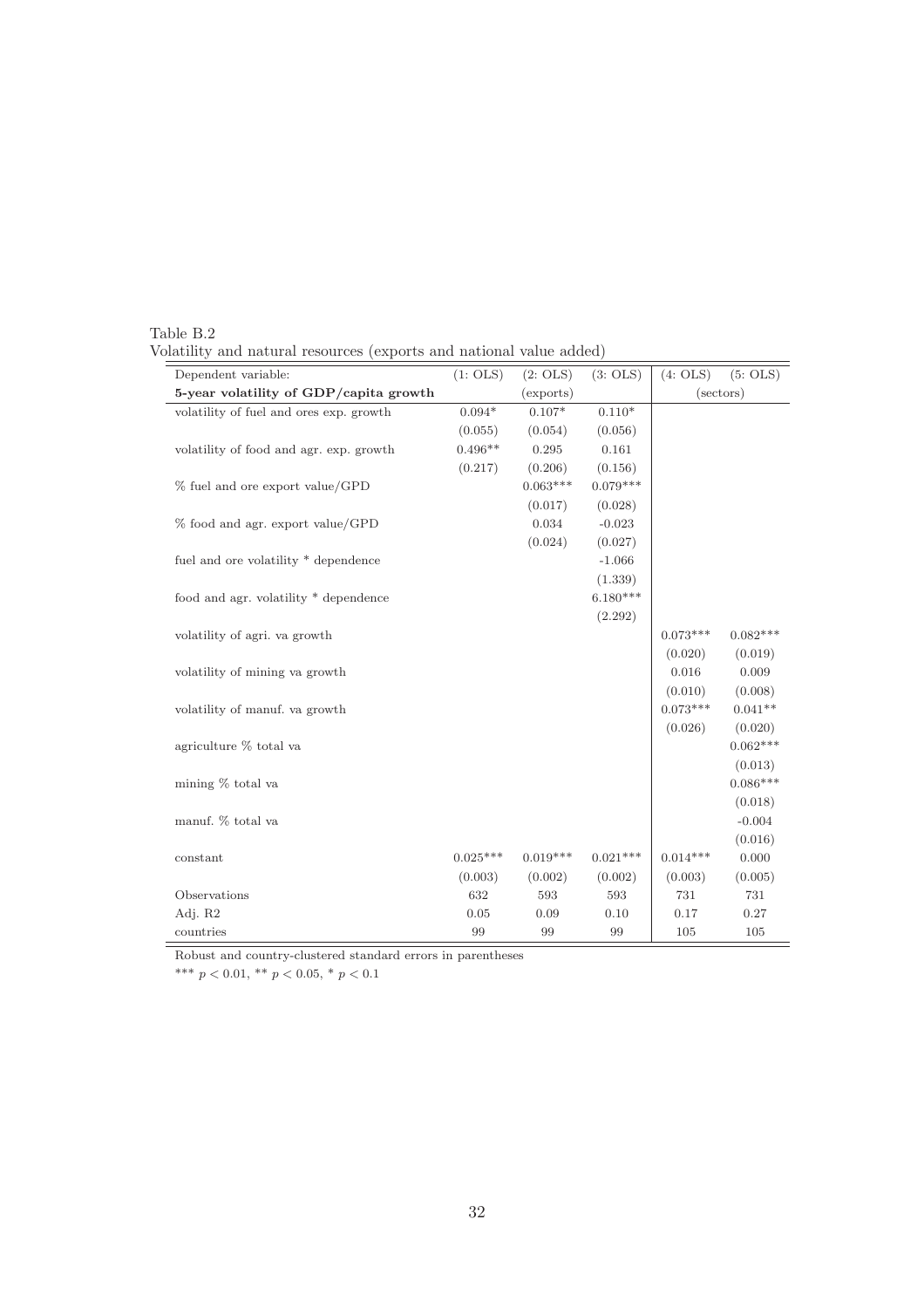Table B.2
Volatility and natural resources (exports and national value added)

| Dependent variable: | (1: OLS) | (2: OLS) | (3: OLS) | (4: OLS) | (5: OLS) |
|---|---|---|---|---|---|
| **5-year volatility of GDP/capita growth** | | (exports) | | (sectors) | |
| volatility of fuel and ores exp. growth | 0.094* | 0.107* | 0.110* | | |
| | (0.055) | (0.054) | (0.056) | | |
| volatility of food and agr. exp. growth | 0.496** | 0.295 | 0.161 | | |
| | (0.217) | (0.206) | (0.156) | | |
| % fuel and ore export value/GPD | | 0.063*** | 0.079*** | | |
| | | (0.017) | (0.028) | | |
| % food and agr. export value/GPD | | 0.034 | -0.023 | | |
| | | (0.024) | (0.027) | | |
| fuel and ore volatility * dependence | | | -1.066 | | |
| | | | (1.339) | | |
| food and agr. volatility * dependence | | | 6.180*** | | |
| | | | (2.292) | | |
| volatility of agri. va growth | | | | 0.073*** | 0.082*** |
| | | | | (0.020) | (0.019) |
| volatility of mining va growth | | | | 0.016 | 0.009 |
| | | | | (0.010) | (0.008) |
| volatility of manuf. va growth | | | | 0.073*** | 0.041** |
| | | | | (0.026) | (0.020) |
| agriculture % total va | | | | | 0.062*** |
| | | | | | (0.013) |
| mining % total va | | | | | 0.086*** |
| | | | | | (0.018) |
| manuf. % total va | | | | | -0.004 |
| | | | | | (0.016) |
| constant | 0.025*** | 0.019*** | 0.021*** | 0.014*** | 0.000 |
| | (0.003) | (0.002) | (0.002) | (0.003) | (0.005) |
| Observations | 632 | 593 | 593 | 731 | 731 |
| Adj. R2 | 0.05 | 0.09 | 0.10 | 0.17 | 0.27 |
| countries | 99 | 99 | 99 | 105 | 105 |

Robust and country-clustered standard errors in parentheses

*** $p < 0.01$, ** $p < 0.05$, * $p < 0.1$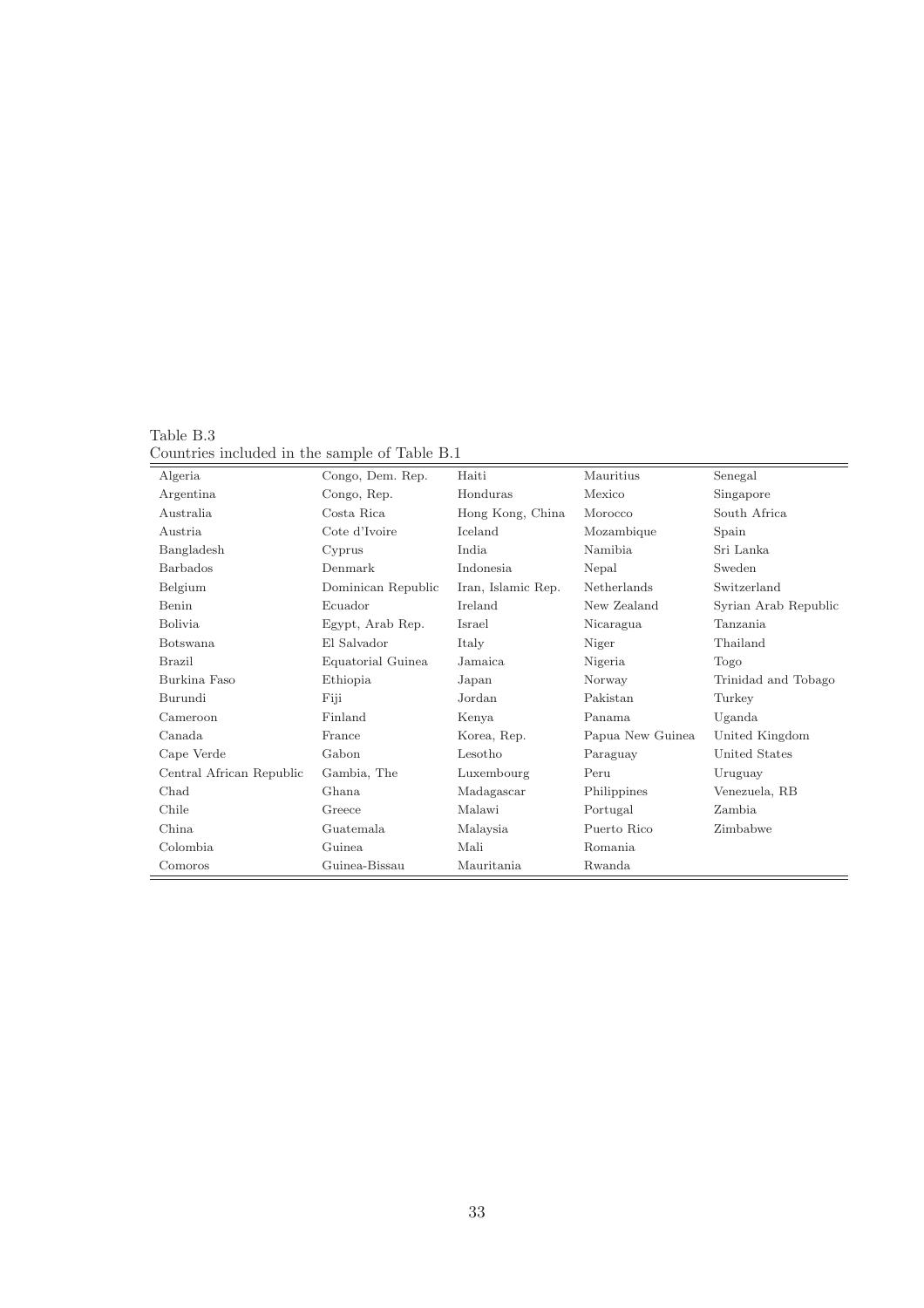Table B.3
Countries included in the sample of Table B.1

| | | | | |
|---|---|---|---|---|
| Algeria | Congo, Dem. Rep. | Haiti | Mauritius | Senegal |
| Argentina | Congo, Rep. | Honduras | Mexico | Singapore |
| Australia | Costa Rica | Hong Kong, China | Morocco | South Africa |
| Austria | Cote d'Ivoire | Iceland | Mozambique | Spain |
| Bangladesh | Cyprus | India | Namibia | Sri Lanka |
| Barbados | Denmark | Indonesia | Nepal | Sweden |
| Belgium | Dominican Republic | Iran, Islamic Rep. | Netherlands | Switzerland |
| Benin | Ecuador | Ireland | New Zealand | Syrian Arab Republic |
| Bolivia | Egypt, Arab Rep. | Israel | Nicaragua | Tanzania |
| Botswana | El Salvador | Italy | Niger | Thailand |
| Brazil | Equatorial Guinea | Jamaica | Nigeria | Togo |
| Burkina Faso | Ethiopia | Japan | Norway | Trinidad and Tobago |
| Burundi | Fiji | Jordan | Pakistan | Turkey |
| Cameroon | Finland | Kenya | Panama | Uganda |
| Canada | France | Korea, Rep. | Papua New Guinea | United Kingdom |
| Cape Verde | Gabon | Lesotho | Paraguay | United States |
| Central African Republic | Gambia, The | Luxembourg | Peru | Uruguay |
| Chad | Ghana | Madagascar | Philippines | Venezuela, RB |
| Chile | Greece | Malawi | Portugal | Zambia |
| China | Guatemala | Malaysia | Puerto Rico | Zimbabwe |
| Colombia | Guinea | Mali | Romania | |
| Comoros | Guinea-Bissau | Mauritania | Rwanda | |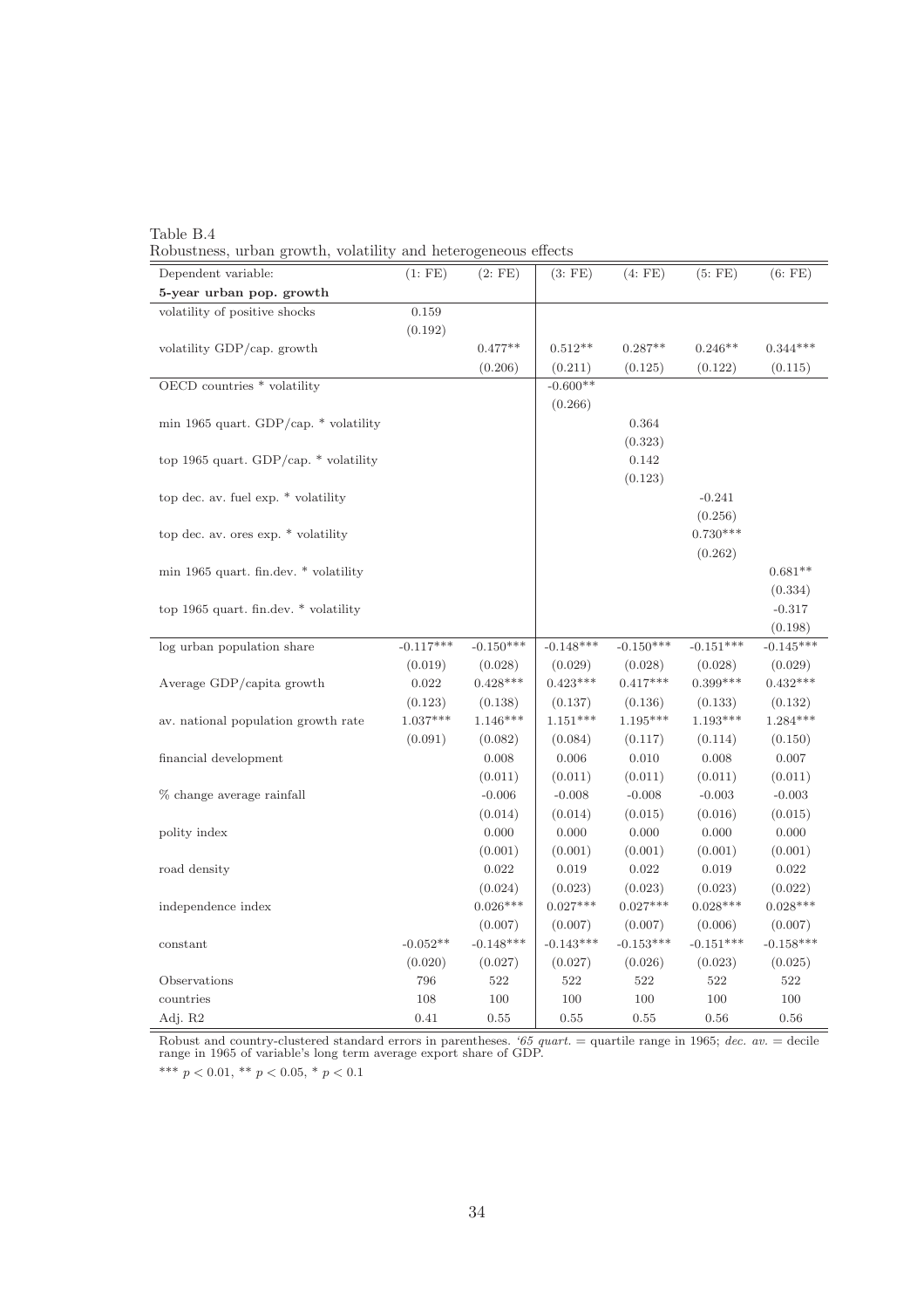Table B.4
Robustness, urban growth, volatility and heterogeneous effects

| Dependent variable: | (1: FE) | (2: FE) | (3: FE) | (4: FE) | (5: FE) | (6: FE) |
|---|---|---|---|---|---|---|
| **5-year urban pop. growth** | | | | | | |
| volatility of positive shocks | 0.159 | | | | | |
| | (0.192) | | | | | |
| volatility GDP/cap. growth | | 0.477** | 0.512** | 0.287** | 0.246** | 0.344*** |
| | | (0.206) | (0.211) | (0.125) | (0.122) | (0.115) |
| OECD countries * volatility | | | -0.600** | | | |
| | | | (0.266) | | | |
| min 1965 quart. GDP/cap. * volatility | | | | 0.364 | | |
| | | | | (0.323) | | |
| top 1965 quart. GDP/cap. * volatility | | | | 0.142 | | |
| | | | | (0.123) | | |
| top dec. av. fuel exp. * volatility | | | | | -0.241 | |
| | | | | | (0.256) | |
| top dec. av. ores exp. * volatility | | | | | 0.730*** | |
| | | | | | (0.262) | |
| min 1965 quart. fin.dev. * volatility | | | | | | 0.681** |
| | | | | | | (0.334) |
| top 1965 quart. fin.dev. * volatility | | | | | | -0.317 |
| | | | | | | (0.198) |
| log urban population share | -0.117*** | -0.150*** | -0.148*** | -0.150*** | -0.151*** | -0.145*** |
| | (0.019) | (0.028) | (0.029) | (0.028) | (0.028) | (0.029) |
| Average GDP/capita growth | 0.022 | 0.428*** | 0.423*** | 0.417*** | 0.399*** | 0.432*** |
| | (0.123) | (0.138) | (0.137) | (0.136) | (0.133) | (0.132) |
| av. national population growth rate | 1.037*** | 1.146*** | 1.151*** | 1.195*** | 1.193*** | 1.284*** |
| | (0.091) | (0.082) | (0.084) | (0.117) | (0.114) | (0.150) |
| financial development | | 0.008 | 0.006 | 0.010 | 0.008 | 0.007 |
| | | (0.011) | (0.011) | (0.011) | (0.011) | (0.011) |
| % change average rainfall | | -0.006 | -0.008 | -0.008 | -0.003 | -0.003 |
| | | (0.014) | (0.014) | (0.015) | (0.016) | (0.015) |
| polity index | | 0.000 | 0.000 | 0.000 | 0.000 | 0.000 |
| | | (0.001) | (0.001) | (0.001) | (0.001) | (0.001) |
| road density | | 0.022 | 0.019 | 0.022 | 0.019 | 0.022 |
| | | (0.024) | (0.023) | (0.023) | (0.023) | (0.022) |
| independence index | | 0.026*** | 0.027*** | 0.027*** | 0.028*** | 0.028*** |
| | | (0.007) | (0.007) | (0.007) | (0.006) | (0.007) |
| constant | -0.052** | -0.148*** | -0.143*** | -0.153*** | -0.151*** | -0.158*** |
| | (0.020) | (0.027) | (0.027) | (0.026) | (0.023) | (0.025) |
| Observations | 796 | 522 | 522 | 522 | 522 | 522 |
| countries | 108 | 100 | 100 | 100 | 100 | 100 |
| Adj. R2 | 0.41 | 0.55 | 0.55 | 0.55 | 0.56 | 0.56 |

Robust and country-clustered standard errors in parentheses. *'65 quart.* = quartile range in 1965; *dec. av.* = decile range in 1965 of variable's long term average export share of GDP.

*** $p < 0.01$, ** $p < 0.05$, * $p < 0.1$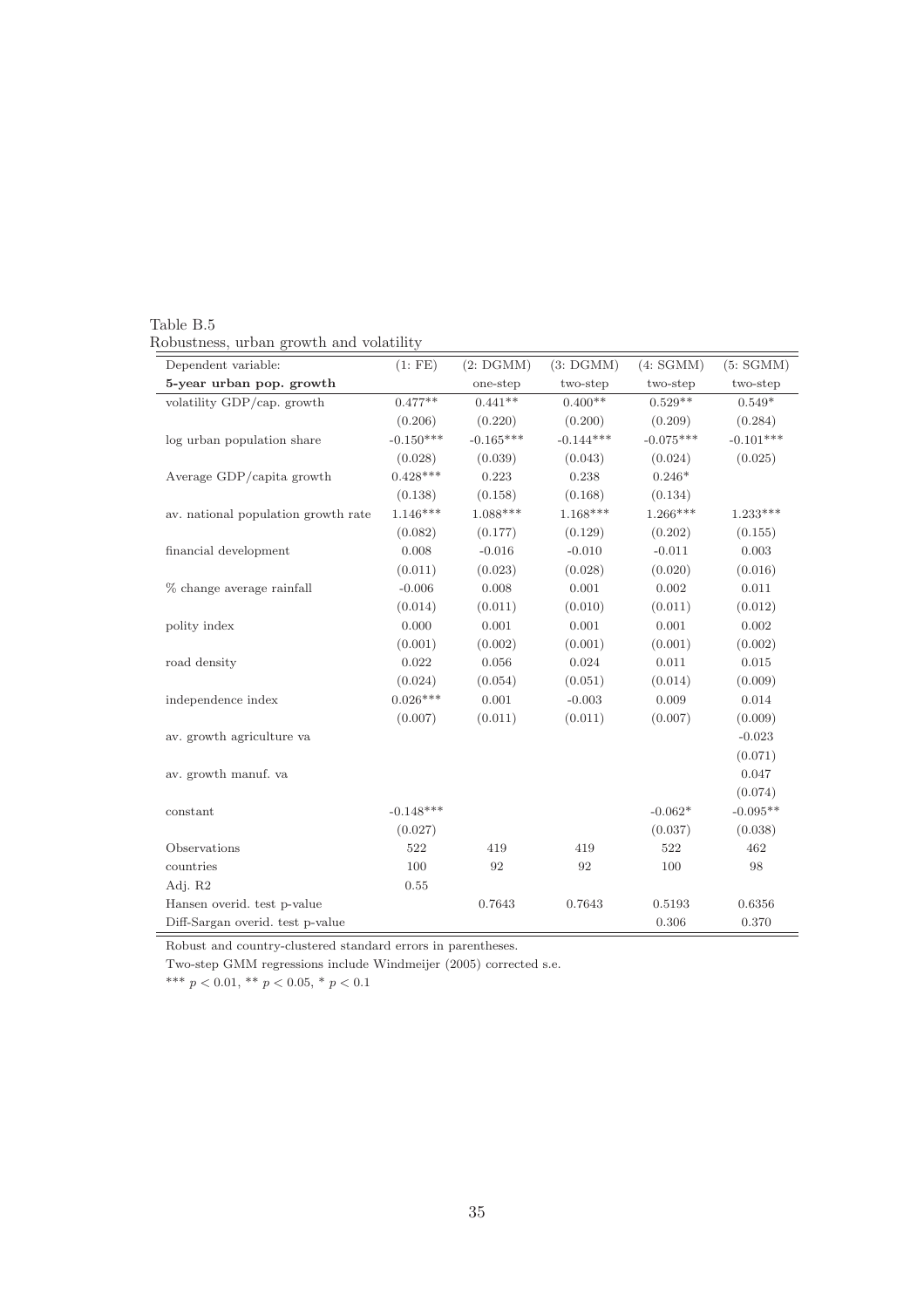Table B.5
Robustness, urban growth and volatility

| Dependent variable: | (1: FE) | (2: DGMM) | (3: DGMM) | (4: SGMM) | (5: SGMM) |
|---|---|---|---|---|---|
| **5-year urban pop. growth** | | one-step | two-step | two-step | two-step |
| volatility GDP/cap. growth | 0.477** | 0.441** | 0.400** | 0.529** | 0.549* |
| | (0.206) | (0.220) | (0.200) | (0.209) | (0.284) |
| log urban population share | -0.150*** | -0.165*** | -0.144*** | -0.075*** | -0.101*** |
| | (0.028) | (0.039) | (0.043) | (0.024) | (0.025) |
| Average GDP/capita growth | 0.428*** | 0.223 | 0.238 | 0.246* | |
| | (0.138) | (0.158) | (0.168) | (0.134) | |
| av. national population growth rate | 1.146*** | 1.088*** | 1.168*** | 1.266*** | 1.233*** |
| | (0.082) | (0.177) | (0.129) | (0.202) | (0.155) |
| financial development | 0.008 | -0.016 | -0.010 | -0.011 | 0.003 |
| | (0.011) | (0.023) | (0.028) | (0.020) | (0.016) |
| % change average rainfall | -0.006 | 0.008 | 0.001 | 0.002 | 0.011 |
| | (0.014) | (0.011) | (0.010) | (0.011) | (0.012) |
| polity index | 0.000 | 0.001 | 0.001 | 0.001 | 0.002 |
| | (0.001) | (0.002) | (0.001) | (0.001) | (0.002) |
| road density | 0.022 | 0.056 | 0.024 | 0.011 | 0.015 |
| | (0.024) | (0.054) | (0.051) | (0.014) | (0.009) |
| independence index | 0.026*** | 0.001 | -0.003 | 0.009 | 0.014 |
| | (0.007) | (0.011) | (0.011) | (0.007) | (0.009) |
| av. growth agriculture va | | | | | -0.023 |
| | | | | | (0.071) |
| av. growth manuf. va | | | | | 0.047 |
| | | | | | (0.074) |
| constant | -0.148*** | | | -0.062* | -0.095** |
| | (0.027) | | | (0.037) | (0.038) |
| Observations | 522 | 419 | 419 | 522 | 462 |
| countries | 100 | 92 | 92 | 100 | 98 |
| Adj. R2 | 0.55 | | | | |
| Hansen overid. test p-value | | 0.7643 | 0.7643 | 0.5193 | 0.6356 |
| Diff-Sargan overid. test p-value | | | | 0.306 | 0.370 |

Robust and country-clustered standard errors in parentheses.

Two-step GMM regressions include Windmeijer (2005) corrected s.e.

*** $p < 0.01$, ** $p < 0.05$, * $p < 0.1$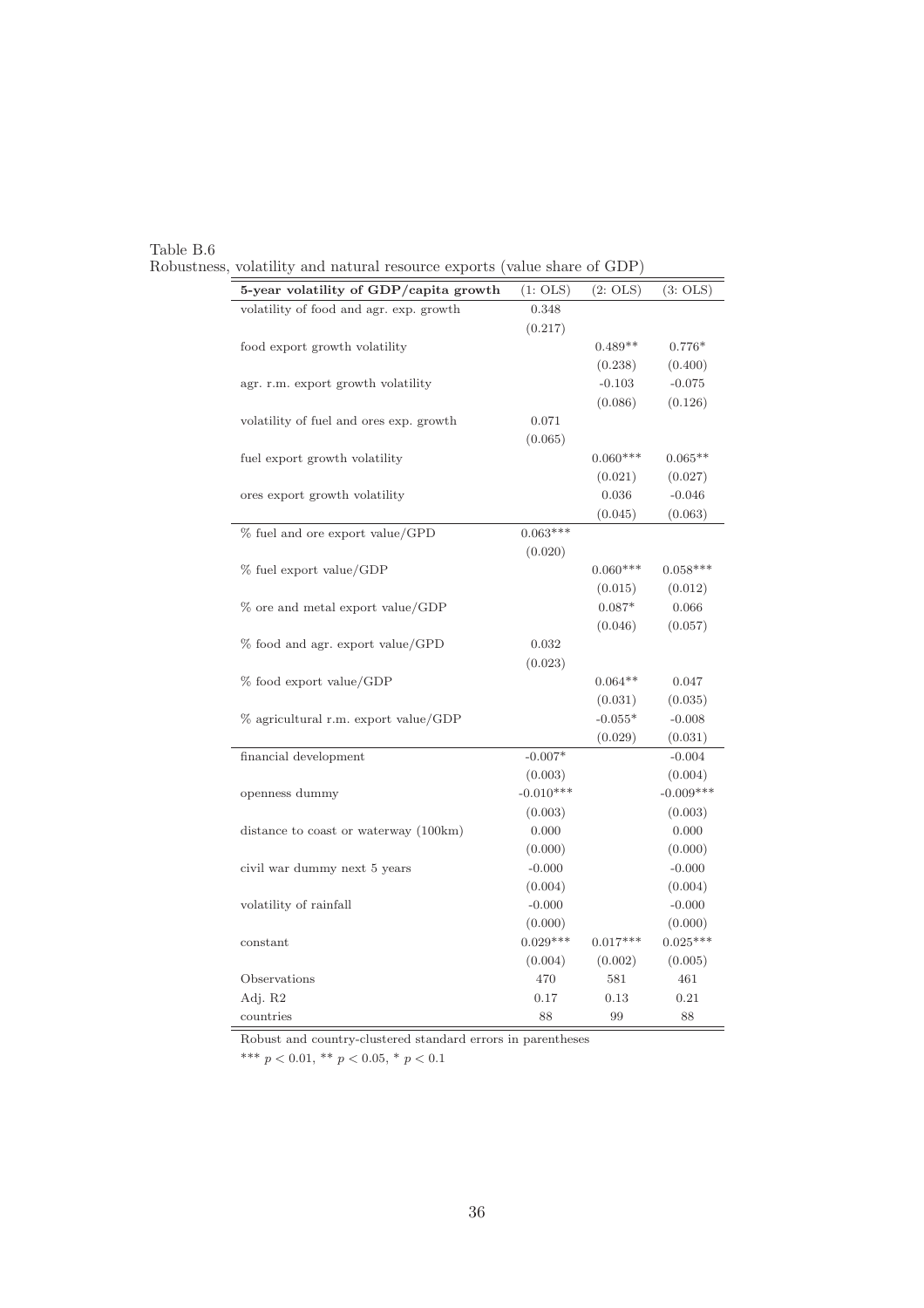Table B.6
Robustness, volatility and natural resource exports (value share of GDP)

| 5-year volatility of GDP/capita growth | (1: OLS) | (2: OLS) | (3: OLS) |
|---|---|---|---|
| volatility of food and agr. exp. growth | 0.348 | | |
| | (0.217) | | |
| food export growth volatility | | 0.489** | 0.776* |
| | | (0.238) | (0.400) |
| agr. r.m. export growth volatility | | -0.103 | -0.075 |
| | | (0.086) | (0.126) |
| volatility of fuel and ores exp. growth | 0.071 | | |
| | (0.065) | | |
| fuel export growth volatility | | 0.060*** | 0.065** |
| | | (0.021) | (0.027) |
| ores export growth volatility | | 0.036 | -0.046 |
| | | (0.045) | (0.063) |
| % fuel and ore export value/GPD | 0.063*** | | |
| | (0.020) | | |
| % fuel export value/GDP | | 0.060*** | 0.058*** |
| | | (0.015) | (0.012) |
| % ore and metal export value/GDP | | 0.087* | 0.066 |
| | | (0.046) | (0.057) |
| % food and agr. export value/GPD | 0.032 | | |
| | (0.023) | | |
| % food export value/GDP | | 0.064** | 0.047 |
| | | (0.031) | (0.035) |
| % agricultural r.m. export value/GDP | | -0.055* | -0.008 |
| | | (0.029) | (0.031) |
| financial development | -0.007* | | -0.004 |
| | (0.003) | | (0.004) |
| openness dummy | -0.010*** | | -0.009*** |
| | (0.003) | | (0.003) |
| distance to coast or waterway (100km) | 0.000 | | 0.000 |
| | (0.000) | | (0.000) |
| civil war dummy next 5 years | -0.000 | | -0.000 |
| | (0.004) | | (0.004) |
| volatility of rainfall | -0.000 | | -0.000 |
| | (0.000) | | (0.000) |
| constant | 0.029*** | 0.017*** | 0.025*** |
| | (0.004) | (0.002) | (0.005) |
| Observations | 470 | 581 | 461 |
| Adj. R2 | 0.17 | 0.13 | 0.21 |
| countries | 88 | 99 | 88 |

Robust and country-clustered standard errors in parentheses

*** $p < 0.01$, ** $p < 0.05$, * $p < 0.1$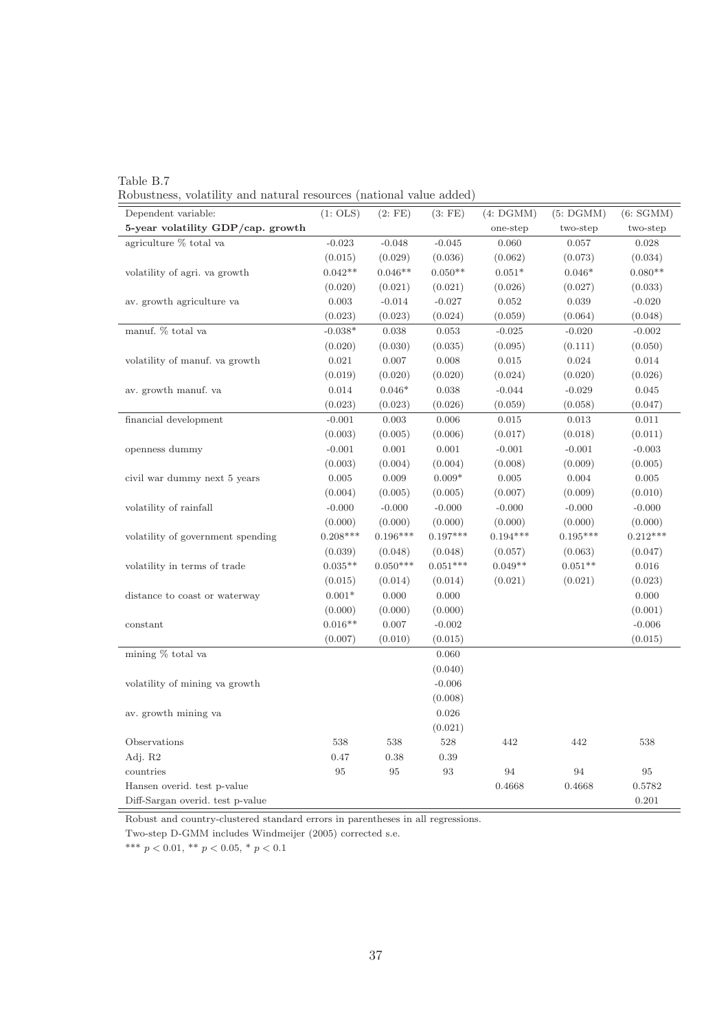Table B.7
Robustness, volatility and natural resources (national value added)

| Dependent variable: | (1: OLS) | (2: FE) | (3: FE) | (4: DGMM) | (5: DGMM) | (6: SGMM) |
|---|---|---|---|---|---|---|
| **5-year volatility GDP/cap. growth** | | | | one-step | two-step | two-step |
| agriculture % total va | -0.023 | -0.048 | -0.045 | 0.060 | 0.057 | 0.028 |
| | (0.015) | (0.029) | (0.036) | (0.062) | (0.073) | (0.034) |
| volatility of agri. va growth | 0.042** | 0.046** | 0.050** | 0.051* | 0.046* | 0.080** |
| | (0.020) | (0.021) | (0.021) | (0.026) | (0.027) | (0.033) |
| av. growth agriculture va | 0.003 | -0.014 | -0.027 | 0.052 | 0.039 | -0.020 |
| | (0.023) | (0.023) | (0.024) | (0.059) | (0.064) | (0.048) |
| manuf. % total va | -0.038* | 0.038 | 0.053 | -0.025 | -0.020 | -0.002 |
| | (0.020) | (0.030) | (0.035) | (0.095) | (0.111) | (0.050) |
| volatility of manuf. va growth | 0.021 | 0.007 | 0.008 | 0.015 | 0.024 | 0.014 |
| | (0.019) | (0.020) | (0.020) | (0.024) | (0.020) | (0.026) |
| av. growth manuf. va | 0.014 | 0.046* | 0.038 | -0.044 | -0.029 | 0.045 |
| | (0.023) | (0.023) | (0.026) | (0.059) | (0.058) | (0.047) |
| financial development | -0.001 | 0.003 | 0.006 | 0.015 | 0.013 | 0.011 |
| | (0.003) | (0.005) | (0.006) | (0.017) | (0.018) | (0.011) |
| openness dummy | -0.001 | 0.001 | 0.001 | -0.001 | -0.001 | -0.003 |
| | (0.003) | (0.004) | (0.004) | (0.008) | (0.009) | (0.005) |
| civil war dummy next 5 years | 0.005 | 0.009 | 0.009* | 0.005 | 0.004 | 0.005 |
| | (0.004) | (0.005) | (0.005) | (0.007) | (0.009) | (0.010) |
| volatility of rainfall | -0.000 | -0.000 | -0.000 | -0.000 | -0.000 | -0.000 |
| | (0.000) | (0.000) | (0.000) | (0.000) | (0.000) | (0.000) |
| volatility of government spending | 0.208*** | 0.196*** | 0.197*** | 0.194*** | 0.195*** | 0.212*** |
| | (0.039) | (0.048) | (0.048) | (0.057) | (0.063) | (0.047) |
| volatility in terms of trade | 0.035** | 0.050*** | 0.051*** | 0.049** | 0.051** | 0.016 |
| | (0.015) | (0.014) | (0.014) | (0.021) | (0.021) | (0.023) |
| distance to coast or waterway | 0.001* | 0.000 | 0.000 | | | 0.000 |
| | (0.000) | (0.000) | (0.000) | | | (0.001) |
| constant | 0.016** | 0.007 | -0.002 | | | -0.006 |
| | (0.007) | (0.010) | (0.015) | | | (0.015) |
| mining % total va | | | 0.060 | | | |
| | | | (0.040) | | | |
| volatility of mining va growth | | | -0.006 | | | |
| | | | (0.008) | | | |
| av. growth mining va | | | 0.026 | | | |
| | | | (0.021) | | | |
| Observations | 538 | 538 | 528 | 442 | 442 | 538 |
| Adj. R2 | 0.47 | 0.38 | 0.39 | | | |
| countries | 95 | 95 | 93 | 94 | 94 | 95 |
| Hansen overid. test p-value | | | | 0.4668 | 0.4668 | 0.5782 |
| Diff-Sargan overid. test p-value | | | | | | 0.201 |

Robust and country-clustered standard errors in parentheses in all regressions.

Two-step D-GMM includes Windmeijer (2005) corrected s.e.

*** $p < 0.01$, ** $p < 0.05$, * $p < 0.1$